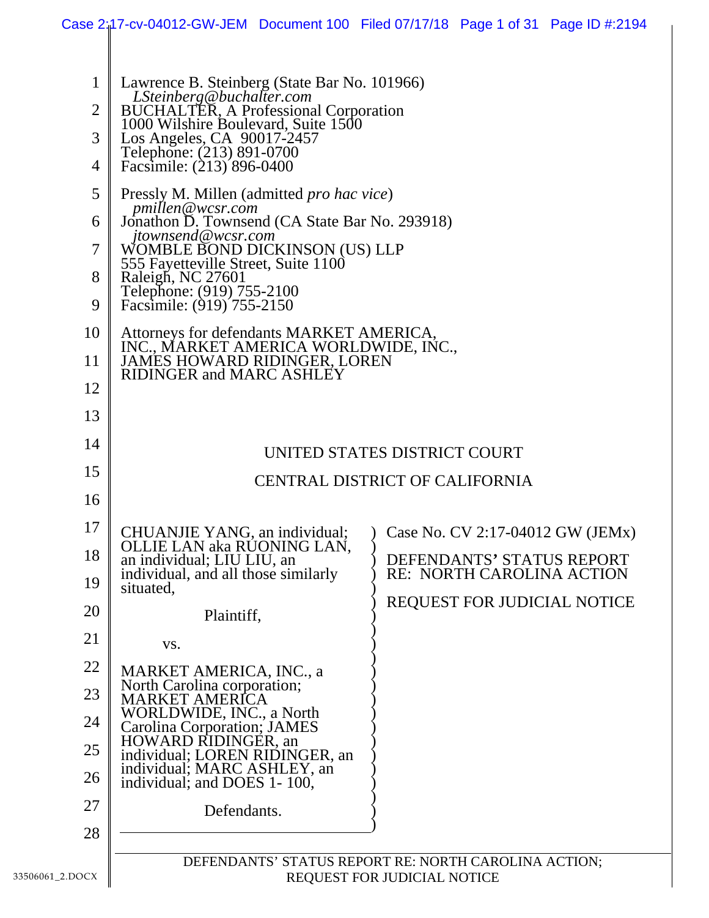Lawrence B. Steinberg (State Bar No. 101966)
*LSteinberg@buchalter.com*
BUCHALTER, A Professional Corporation
1000 Wilshire Boulevard, Suite 1500
Los Angeles, CA 90017-2457
Telephone: (213) 891-0700
Facsimile: (213) 896-0400

Pressly M. Millen (admitted *pro hac vice*)
*pmillen@wcsr.com*
Jonathon D. Townsend (CA State Bar No. 293918)
*jtownsend@wcsr.com*
WOMBLE BOND DICKINSON (US) LLP
555 Fayetteville Street, Suite 1100
Raleigh, NC 27601
Telephone: (919) 755-2100
Facsimile: (919) 755-2150

Attorneys for defendants MARKET AMERICA, INC., MARKET AMERICA WORLDWIDE, INC., JAMES HOWARD RIDINGER, LOREN RIDINGER and MARC ASHLEY

UNITED STATES DISTRICT COURT

CENTRAL DISTRICT OF CALIFORNIA

| | |
|---|---|
| CHUANJIE YANG, an individual; OLLIE LAN aka RUONING LAN, an individual; LIU LIU, an individual, and all those similarly situated,<br><br>Plaintiff,<br><br>vs.<br><br>MARKET AMERICA, INC., a North Carolina corporation; MARKET AMERICA WORLDWIDE, INC., a North Carolina Corporation; JAMES HOWARD RIDINGER, an individual; LOREN RIDINGER, an individual; MARC ASHLEY, an individual; and DOES 1- 100,<br><br>Defendants. | Case No. CV 2:17-04012 GW (JEMx)<br><br>DEFENDANTS' STATUS REPORT RE: NORTH CAROLINA ACTION<br><br>REQUEST FOR JUDICIAL NOTICE |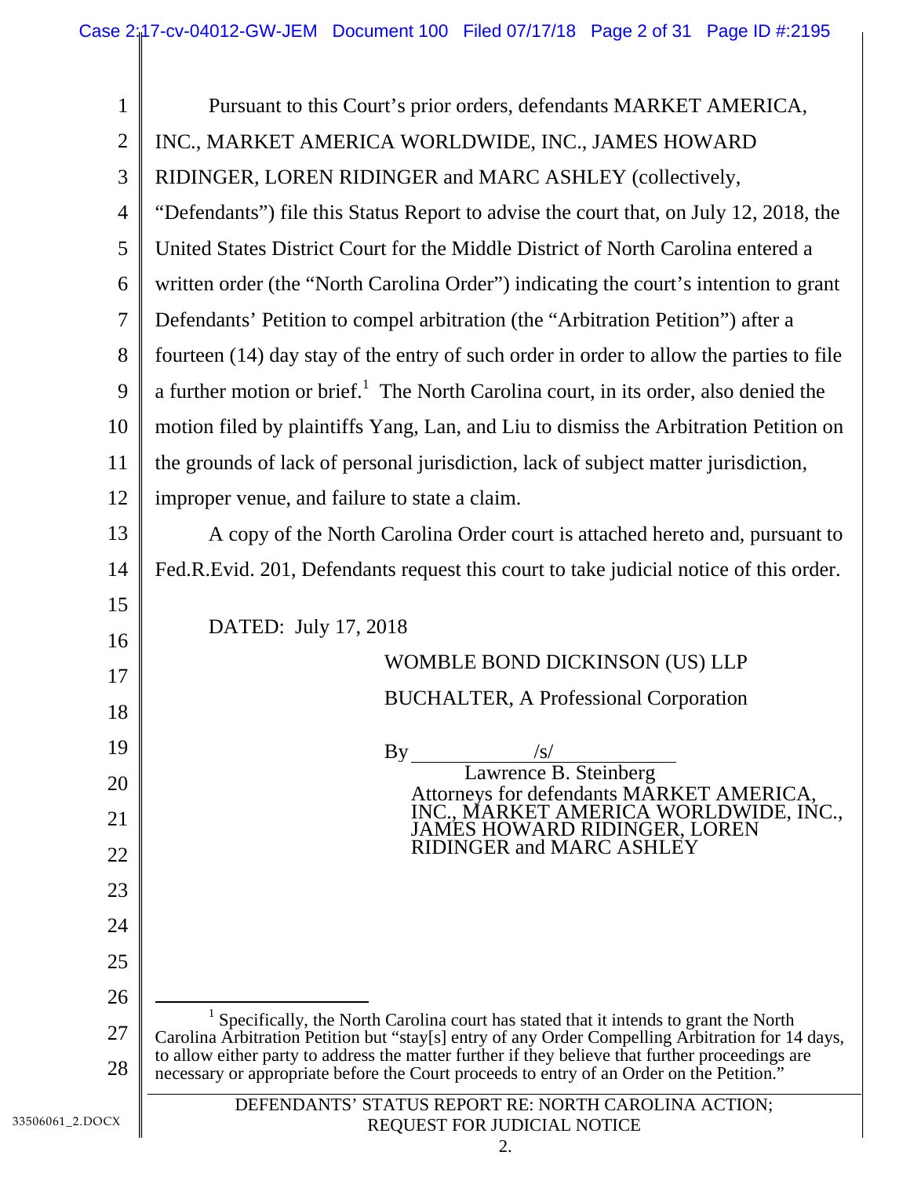Pursuant to this Court's prior orders, defendants MARKET AMERICA, INC., MARKET AMERICA WORLDWIDE, INC., JAMES HOWARD RIDINGER, LOREN RIDINGER and MARC ASHLEY (collectively, "Defendants") file this Status Report to advise the court that, on July 12, 2018, the United States District Court for the Middle District of North Carolina entered a written order (the "North Carolina Order") indicating the court's intention to grant Defendants' Petition to compel arbitration (the "Arbitration Petition") after a fourteen (14) day stay of the entry of such order in order to allow the parties to file a further motion or brief.[1] The North Carolina court, in its order, also denied the motion filed by plaintiffs Yang, Lan, and Liu to dismiss the Arbitration Petition on the grounds of lack of personal jurisdiction, lack of subject matter jurisdiction, improper venue, and failure to state a claim.

A copy of the North Carolina Order court is attached hereto and, pursuant to Fed.R.Evid. 201, Defendants request this court to take judicial notice of this order.

DATED: July 17, 2018

WOMBLE BOND DICKINSON (US) LLP
BUCHALTER, A Professional Corporation

By /s/
Lawrence B. Steinberg
Attorneys for defendants MARKET AMERICA, INC., MARKET AMERICA WORLDWIDE, INC., JAMES HOWARD RIDINGER, LOREN RIDINGER and MARC ASHLEY

---

[1] Specifically, the North Carolina court has stated that it intends to grant the North Carolina Arbitration Petition but "stay[s] entry of any Order Compelling Arbitration for 14 days, to allow either party to address the matter further if they believe that further proceedings are necessary or appropriate before the Court proceeds to entry of an Order on the Petition."

DEFENDANTS' STATUS REPORT RE: NORTH CAROLINA ACTION; REQUEST FOR JUDICIAL NOTICE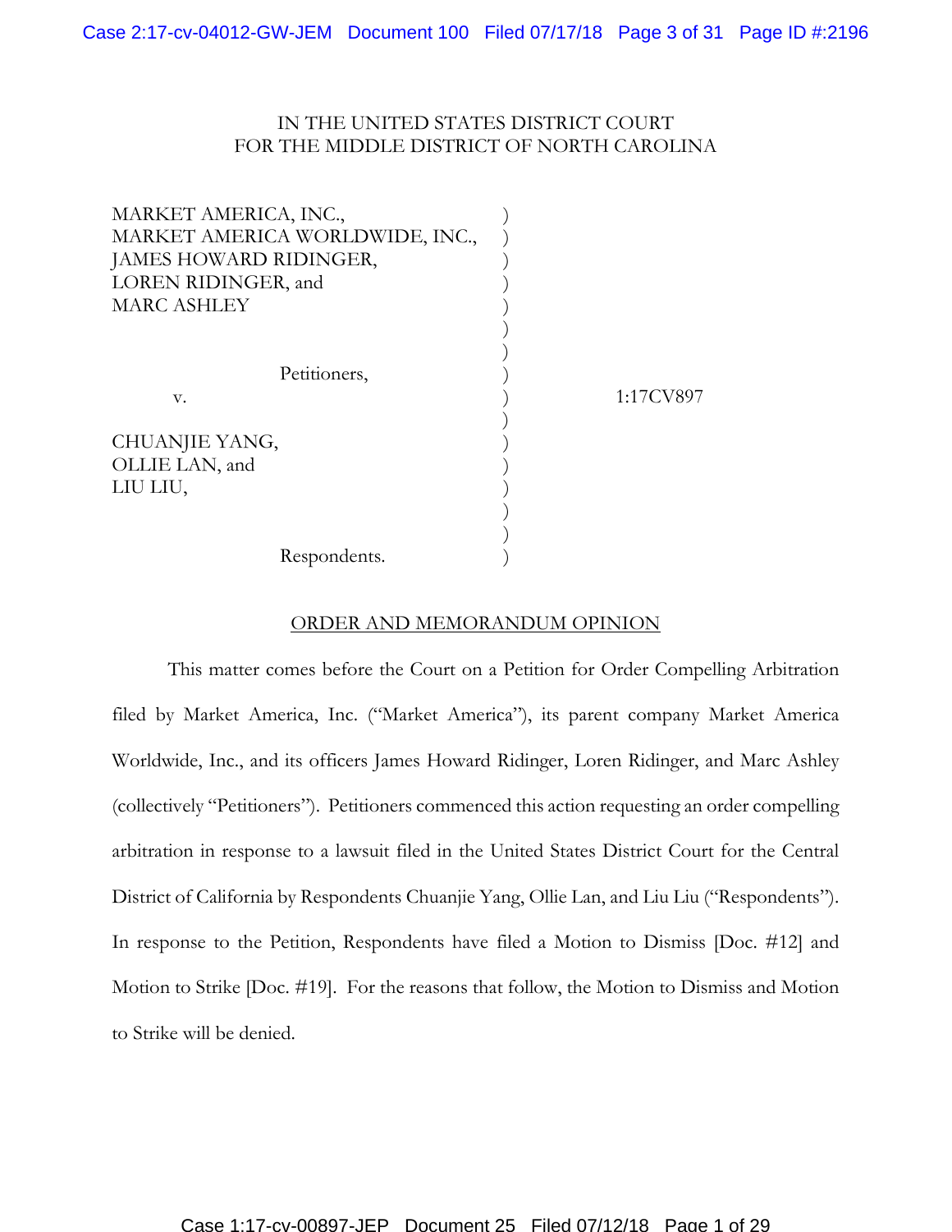IN THE UNITED STATES DISTRICT COURT
FOR THE MIDDLE DISTRICT OF NORTH CAROLINA

| | | |
|---|---|---|
| MARKET AMERICA, INC., MARKET AMERICA WORLDWIDE, INC., JAMES HOWARD RIDINGER, LOREN RIDINGER, and MARC ASHLEY | ) | |
| Petitioners, | ) | |
| v. | ) | 1:17CV897 |
| CHUANJIE YANG, OLLIE LAN, and LIU LIU, | ) | |
| Respondents. | ) | |

ORDER AND MEMORANDUM OPINION

This matter comes before the Court on a Petition for Order Compelling Arbitration filed by Market America, Inc. ("Market America"), its parent company Market America Worldwide, Inc., and its officers James Howard Ridinger, Loren Ridinger, and Marc Ashley (collectively "Petitioners"). Petitioners commenced this action requesting an order compelling arbitration in response to a lawsuit filed in the United States District Court for the Central District of California by Respondents Chuanjie Yang, Ollie Lan, and Liu Liu ("Respondents"). In response to the Petition, Respondents have filed a Motion to Dismiss [Doc. #12] and Motion to Strike [Doc. #19]. For the reasons that follow, the Motion to Dismiss and Motion to Strike will be denied.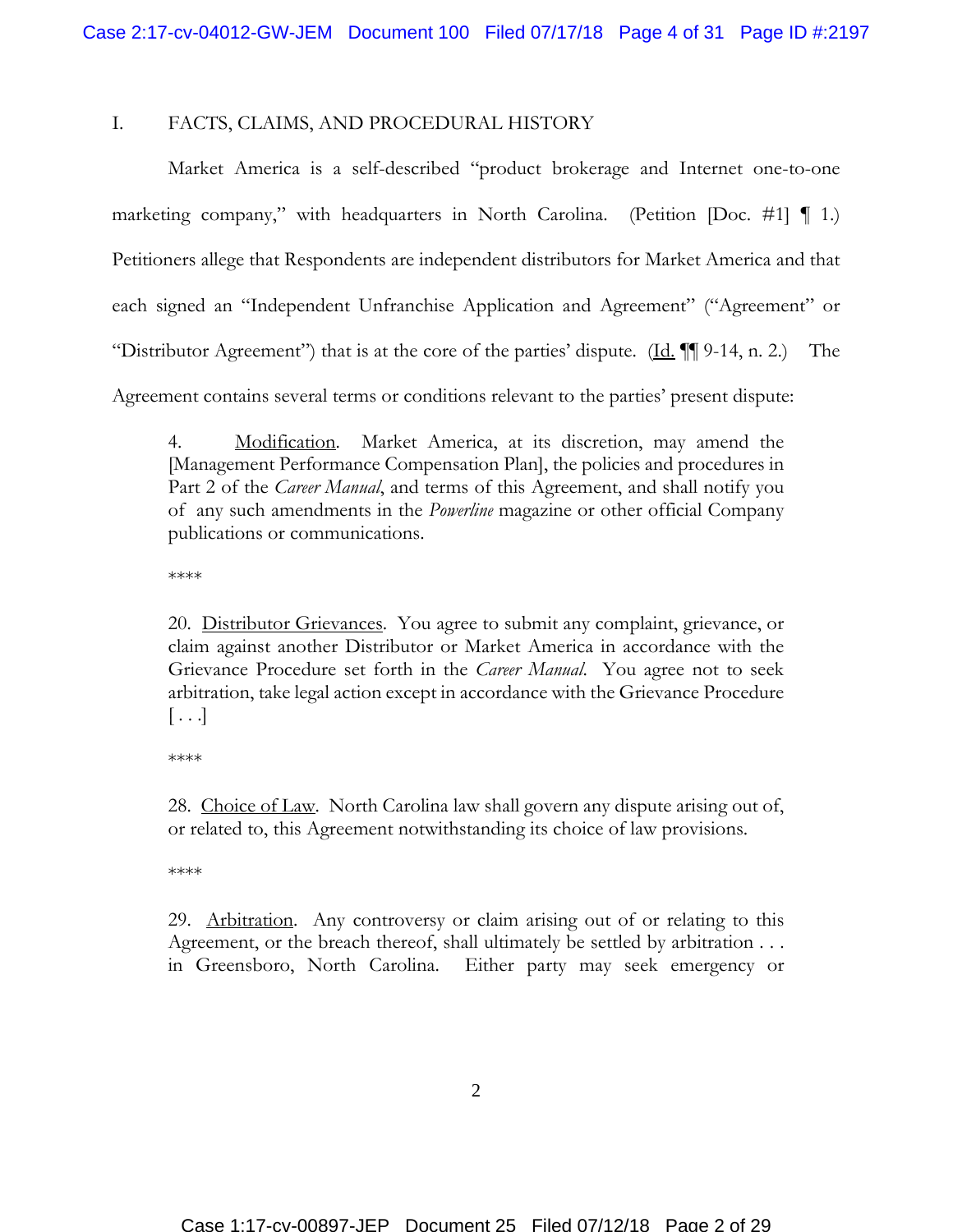## I. FACTS, CLAIMS, AND PROCEDURAL HISTORY

Market America is a self-described "product brokerage and Internet one-to-one marketing company," with headquarters in North Carolina. (Petition [Doc. #1] ¶ 1.) Petitioners allege that Respondents are independent distributors for Market America and that each signed an "Independent Unfranchise Application and Agreement" ("Agreement" or "Distributor Agreement") that is at the core of the parties' dispute. (Id. ¶¶ 9-14, n. 2.) The Agreement contains several terms or conditions relevant to the parties' present dispute:

> 4. Modification. Market America, at its discretion, may amend the [Management Performance Compensation Plan], the policies and procedures in Part 2 of the *Career Manual*, and terms of this Agreement, and shall notify you of any such amendments in the *Powerline* magazine or other official Company publications or communications.
>
> \*\*\*\*
>
> 20. Distributor Grievances. You agree to submit any complaint, grievance, or claim against another Distributor or Market America in accordance with the Grievance Procedure set forth in the *Career Manual*. You agree not to seek arbitration, take legal action except in accordance with the Grievance Procedure [ . . . ]
>
> \*\*\*\*
>
> 28. Choice of Law. North Carolina law shall govern any dispute arising out of, or related to, this Agreement notwithstanding its choice of law provisions.
>
> \*\*\*\*
>
> 29. Arbitration. Any controversy or claim arising out of or relating to this Agreement, or the breach thereof, shall ultimately be settled by arbitration . . . in Greensboro, North Carolina. Either party may seek emergency or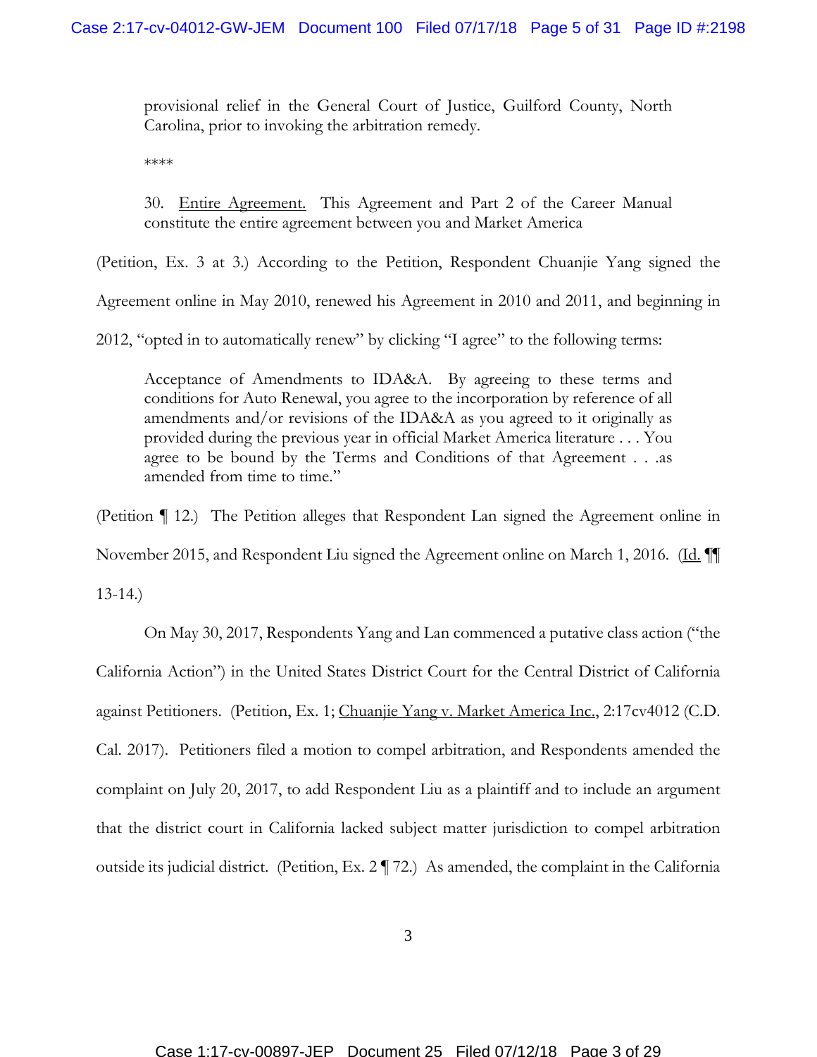> provisional relief in the General Court of Justice, Guilford County, North Carolina, prior to invoking the arbitration remedy.
>
> ****
>
> 30. Entire Agreement. This Agreement and Part 2 of the Career Manual constitute the entire agreement between you and Market America

(Petition, Ex. 3 at 3.) According to the Petition, Respondent Chuanjie Yang signed the Agreement online in May 2010, renewed his Agreement in 2010 and 2011, and beginning in 2012, "opted in to automatically renew" by clicking "I agree" to the following terms:

> Acceptance of Amendments to IDA&A. By agreeing to these terms and conditions for Auto Renewal, you agree to the incorporation by reference of all amendments and/or revisions of the IDA&A as you agreed to it originally as provided during the previous year in official Market America literature . . . You agree to be bound by the Terms and Conditions of that Agreement . . .as amended from time to time."

(Petition ¶ 12.) The Petition alleges that Respondent Lan signed the Agreement online in November 2015, and Respondent Liu signed the Agreement online on March 1, 2016. (Id. ¶¶ 13-14.)

On May 30, 2017, Respondents Yang and Lan commenced a putative class action ("the California Action") in the United States District Court for the Central District of California against Petitioners. (Petition, Ex. 1; Chuanjie Yang v. Market America Inc., 2:17cv4012 (C.D. Cal. 2017). Petitioners filed a motion to compel arbitration, and Respondents amended the complaint on July 20, 2017, to add Respondent Liu as a plaintiff and to include an argument that the district court in California lacked subject matter jurisdiction to compel arbitration outside its judicial district. (Petition, Ex. 2 ¶ 72.) As amended, the complaint in the California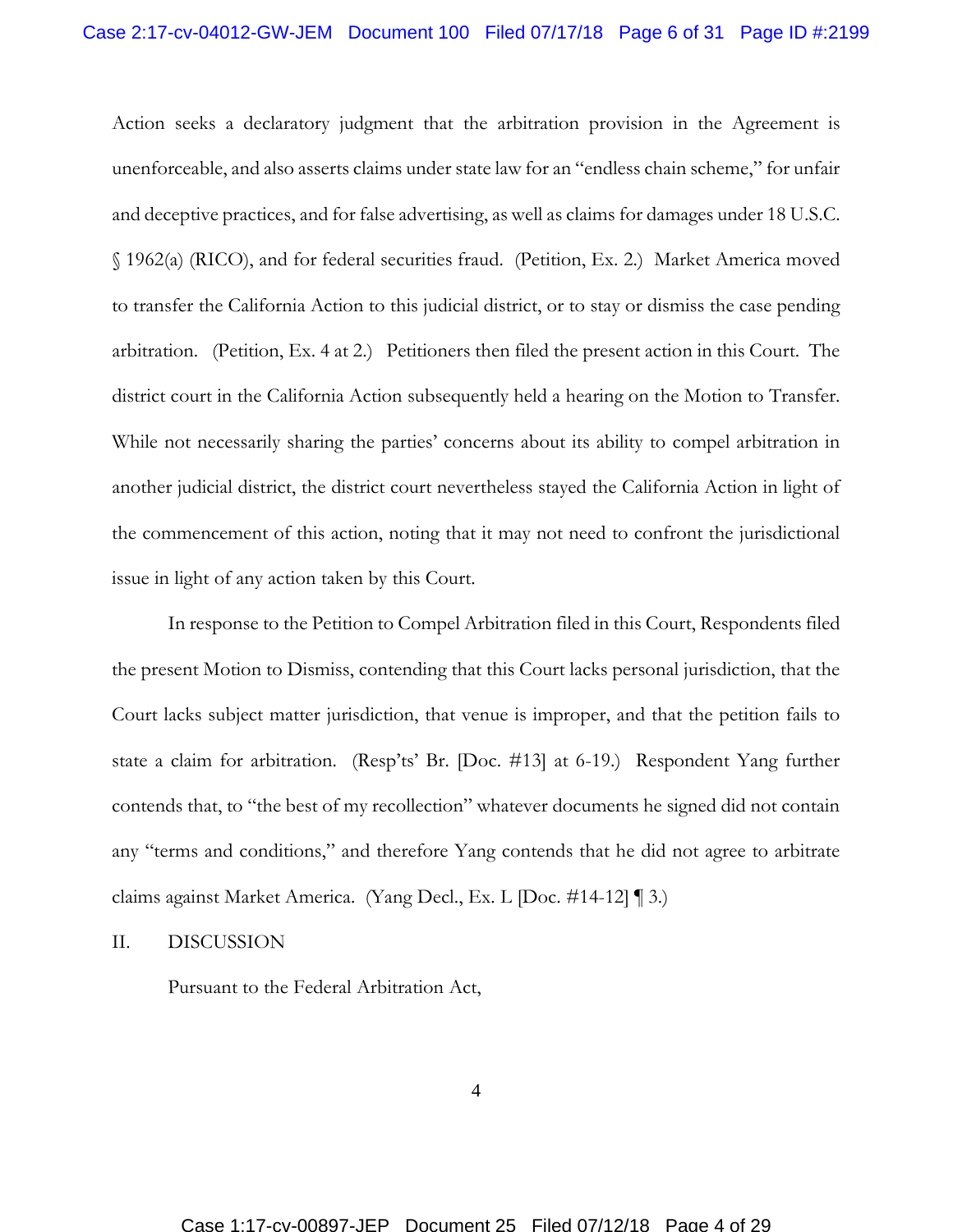Action seeks a declaratory judgment that the arbitration provision in the Agreement is unenforceable, and also asserts claims under state law for an "endless chain scheme," for unfair and deceptive practices, and for false advertising, as well as claims for damages under 18 U.S.C. § 1962(a) (RICO), and for federal securities fraud. (Petition, Ex. 2.) Market America moved to transfer the California Action to this judicial district, or to stay or dismiss the case pending arbitration. (Petition, Ex. 4 at 2.) Petitioners then filed the present action in this Court. The district court in the California Action subsequently held a hearing on the Motion to Transfer. While not necessarily sharing the parties' concerns about its ability to compel arbitration in another judicial district, the district court nevertheless stayed the California Action in light of the commencement of this action, noting that it may not need to confront the jurisdictional issue in light of any action taken by this Court.

In response to the Petition to Compel Arbitration filed in this Court, Respondents filed the present Motion to Dismiss, contending that this Court lacks personal jurisdiction, that the Court lacks subject matter jurisdiction, that venue is improper, and that the petition fails to state a claim for arbitration. (Resp'ts' Br. [Doc. #13] at 6-19.) Respondent Yang further contends that, to "the best of my recollection" whatever documents he signed did not contain any "terms and conditions," and therefore Yang contends that he did not agree to arbitrate claims against Market America. (Yang Decl., Ex. L [Doc. #14-12] ¶ 3.)

## II. DISCUSSION

Pursuant to the Federal Arbitration Act,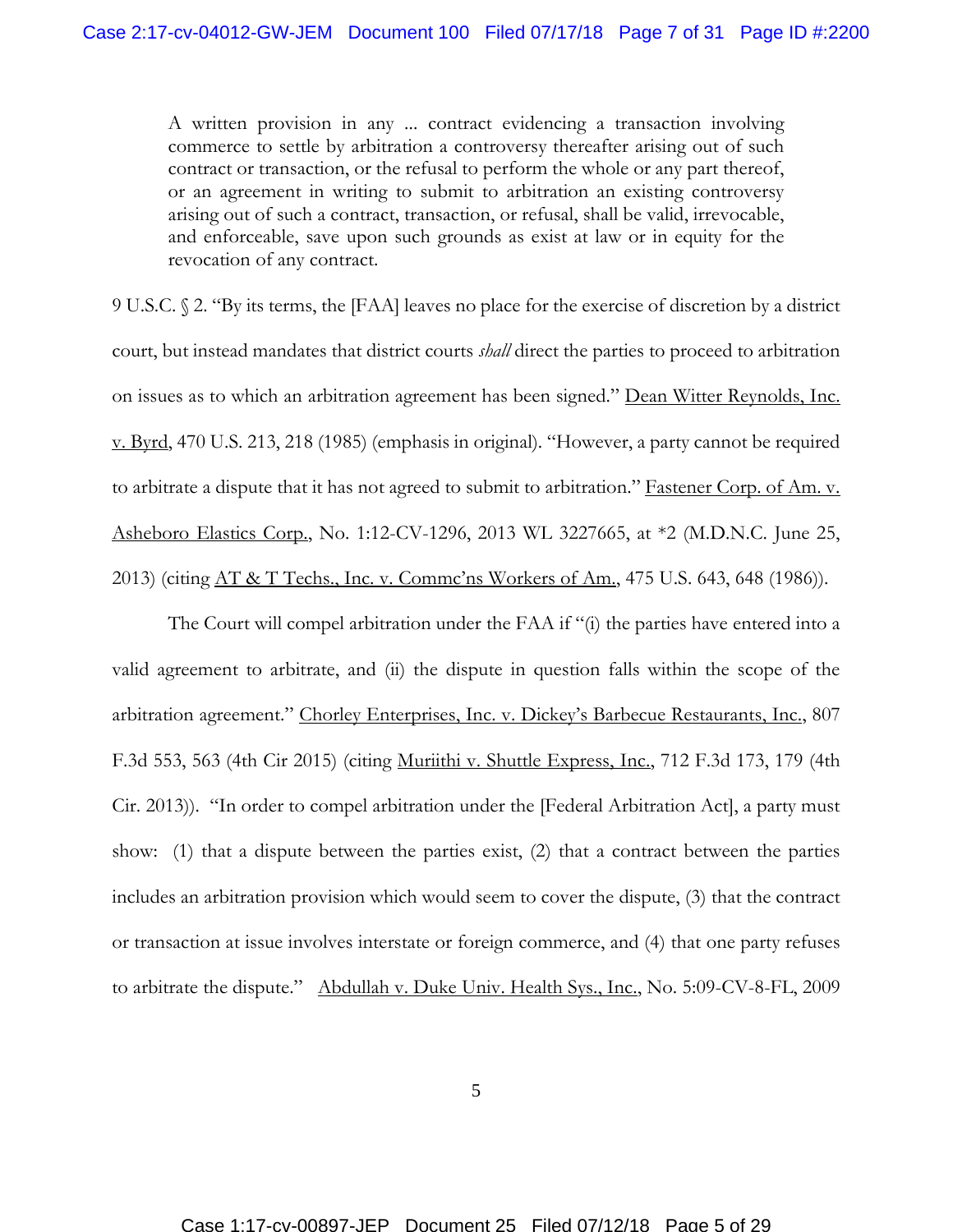> A written provision in any ... contract evidencing a transaction involving commerce to settle by arbitration a controversy thereafter arising out of such contract or transaction, or the refusal to perform the whole or any part thereof, or an agreement in writing to submit to arbitration an existing controversy arising out of such a contract, transaction, or refusal, shall be valid, irrevocable, and enforceable, save upon such grounds as exist at law or in equity for the revocation of any contract.

9 U.S.C. § 2. "By its terms, the [FAA] leaves no place for the exercise of discretion by a district court, but instead mandates that district courts *shall* direct the parties to proceed to arbitration on issues as to which an arbitration agreement has been signed." Dean Witter Reynolds, Inc. v. Byrd, 470 U.S. 213, 218 (1985) (emphasis in original). "However, a party cannot be required to arbitrate a dispute that it has not agreed to submit to arbitration." Fastener Corp. of Am. v. Asheboro Elastics Corp., No. 1:12-CV-1296, 2013 WL 3227665, at *2 (M.D.N.C. June 25, 2013) (citing AT & T Techs., Inc. v. Commc'ns Workers of Am., 475 U.S. 643, 648 (1986)).

The Court will compel arbitration under the FAA if "(i) the parties have entered into a valid agreement to arbitrate, and (ii) the dispute in question falls within the scope of the arbitration agreement." Chorley Enterprises, Inc. v. Dickey's Barbecue Restaurants, Inc., 807 F.3d 553, 563 (4th Cir 2015) (citing Muriithi v. Shuttle Express, Inc., 712 F.3d 173, 179 (4th Cir. 2013)). "In order to compel arbitration under the [Federal Arbitration Act], a party must show: (1) that a dispute between the parties exist, (2) that a contract between the parties includes an arbitration provision which would seem to cover the dispute, (3) that the contract or transaction at issue involves interstate or foreign commerce, and (4) that one party refuses to arbitrate the dispute." Abdullah v. Duke Univ. Health Sys., Inc., No. 5:09-CV-8-FL, 2009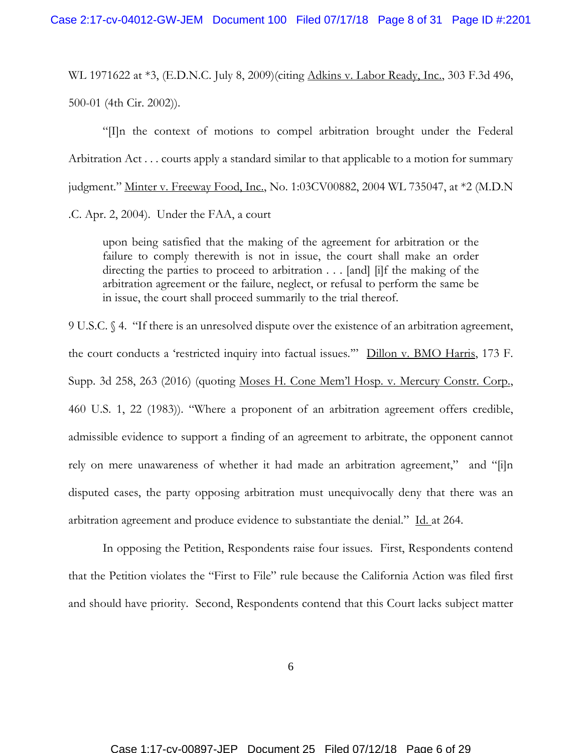WL 1971622 at *3, (E.D.N.C. July 8, 2009)(citing Adkins v. Labor Ready, Inc., 303 F.3d 496, 500-01 (4th Cir. 2002)).

"[I]n the context of motions to compel arbitration brought under the Federal Arbitration Act . . . courts apply a standard similar to that applicable to a motion for summary judgment." Minter v. Freeway Food, Inc., No. 1:03CV00882, 2004 WL 735047, at *2 (M.D.N .C. Apr. 2, 2004). Under the FAA, a court

> upon being satisfied that the making of the agreement for arbitration or the failure to comply therewith is not in issue, the court shall make an order directing the parties to proceed to arbitration . . . [and] [i]f the making of the arbitration agreement or the failure, neglect, or refusal to perform the same be in issue, the court shall proceed summarily to the trial thereof.

9 U.S.C. § 4. "If there is an unresolved dispute over the existence of an arbitration agreement, the court conducts a 'restricted inquiry into factual issues.'" Dillon v. BMO Harris, 173 F. Supp. 3d 258, 263 (2016) (quoting Moses H. Cone Mem'l Hosp. v. Mercury Constr. Corp., 460 U.S. 1, 22 (1983)). "Where a proponent of an arbitration agreement offers credible, admissible evidence to support a finding of an agreement to arbitrate, the opponent cannot rely on mere unawareness of whether it had made an arbitration agreement," and "[i]n disputed cases, the party opposing arbitration must unequivocally deny that there was an arbitration agreement and produce evidence to substantiate the denial." Id. at 264.

In opposing the Petition, Respondents raise four issues. First, Respondents contend that the Petition violates the "First to File" rule because the California Action was filed first and should have priority. Second, Respondents contend that this Court lacks subject matter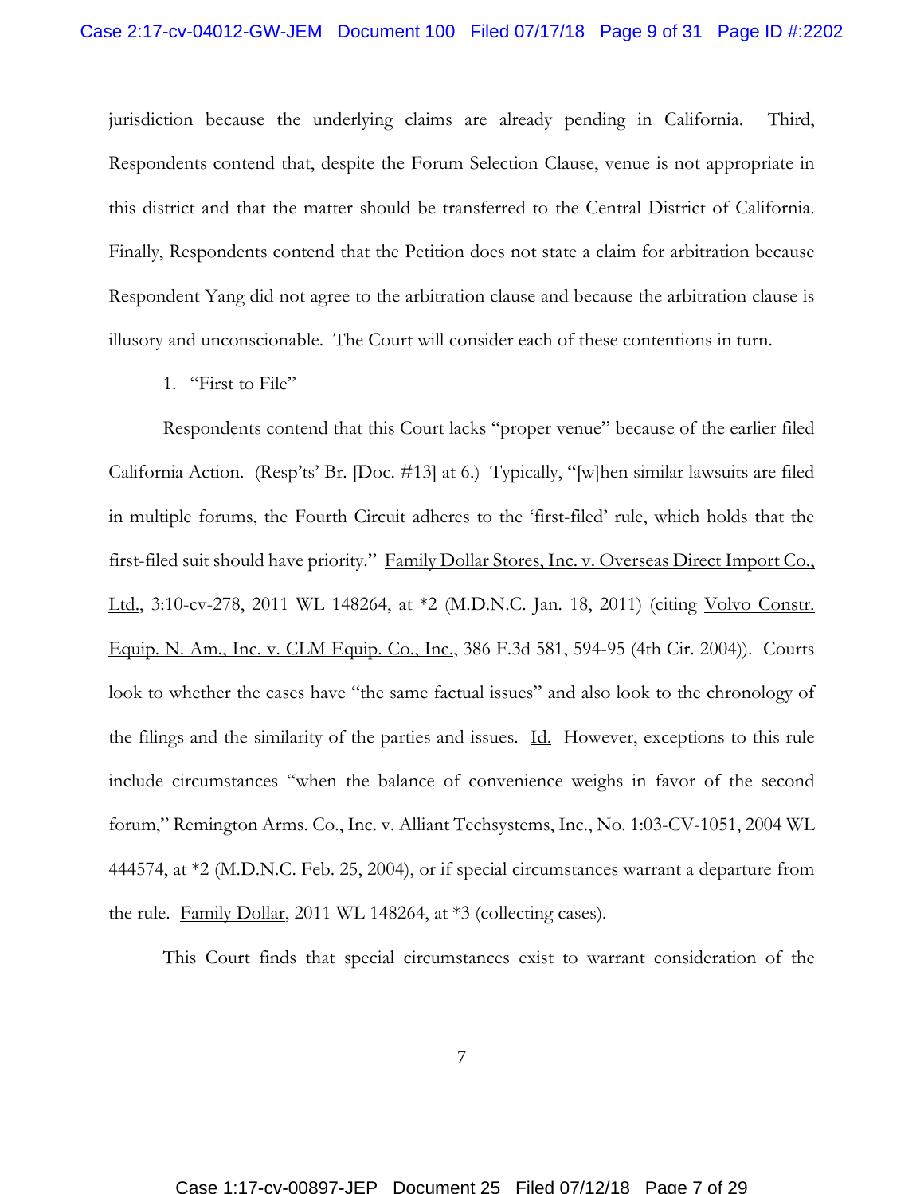jurisdiction because the underlying claims are already pending in California. Third, Respondents contend that, despite the Forum Selection Clause, venue is not appropriate in this district and that the matter should be transferred to the Central District of California. Finally, Respondents contend that the Petition does not state a claim for arbitration because Respondent Yang did not agree to the arbitration clause and because the arbitration clause is illusory and unconscionable. The Court will consider each of these contentions in turn.

1. "First to File"

Respondents contend that this Court lacks "proper venue" because of the earlier filed California Action. (Resp'ts' Br. [Doc. #13] at 6.) Typically, "[w]hen similar lawsuits are filed in multiple forums, the Fourth Circuit adheres to the 'first-filed' rule, which holds that the first-filed suit should have priority." Family Dollar Stores, Inc. v. Overseas Direct Import Co., Ltd., 3:10-cv-278, 2011 WL 148264, at *2 (M.D.N.C. Jan. 18, 2011) (citing Volvo Constr. Equip. N. Am., Inc. v. CLM Equip. Co., Inc., 386 F.3d 581, 594-95 (4th Cir. 2004)). Courts look to whether the cases have "the same factual issues" and also look to the chronology of the filings and the similarity of the parties and issues. Id. However, exceptions to this rule include circumstances "when the balance of convenience weighs in favor of the second forum," Remington Arms. Co., Inc. v. Alliant Techsystems, Inc., No. 1:03-CV-1051, 2004 WL 444574, at *2 (M.D.N.C. Feb. 25, 2004), or if special circumstances warrant a departure from the rule. Family Dollar, 2011 WL 148264, at *3 (collecting cases).

This Court finds that special circumstances exist to warrant consideration of the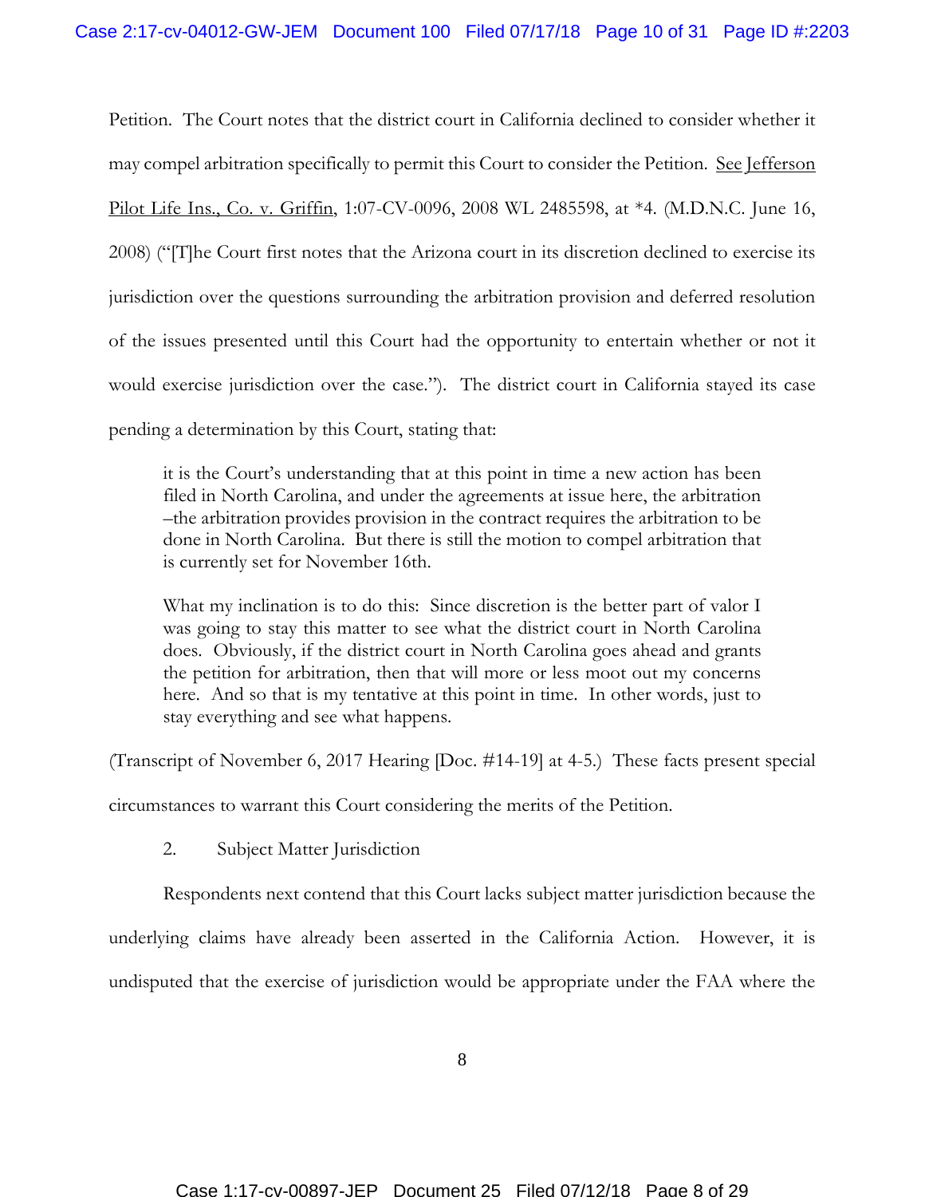Petition. The Court notes that the district court in California declined to consider whether it may compel arbitration specifically to permit this Court to consider the Petition. See Jefferson Pilot Life Ins., Co. v. Griffin, 1:07-CV-0096, 2008 WL 2485598, at *4. (M.D.N.C. June 16, 2008) ("[T]he Court first notes that the Arizona court in its discretion declined to exercise its jurisdiction over the questions surrounding the arbitration provision and deferred resolution of the issues presented until this Court had the opportunity to entertain whether or not it would exercise jurisdiction over the case."). The district court in California stayed its case pending a determination by this Court, stating that:

> it is the Court's understanding that at this point in time a new action has been filed in North Carolina, and under the agreements at issue here, the arbitration –the arbitration provides provision in the contract requires the arbitration to be done in North Carolina. But there is still the motion to compel arbitration that is currently set for November 16th.
>
> What my inclination is to do this: Since discretion is the better part of valor I was going to stay this matter to see what the district court in North Carolina does. Obviously, if the district court in North Carolina goes ahead and grants the petition for arbitration, then that will more or less moot out my concerns here. And so that is my tentative at this point in time. In other words, just to stay everything and see what happens.

(Transcript of November 6, 2017 Hearing [Doc. #14-19] at 4-5.) These facts present special circumstances to warrant this Court considering the merits of the Petition.

2. Subject Matter Jurisdiction

Respondents next contend that this Court lacks subject matter jurisdiction because the underlying claims have already been asserted in the California Action. However, it is undisputed that the exercise of jurisdiction would be appropriate under the FAA where the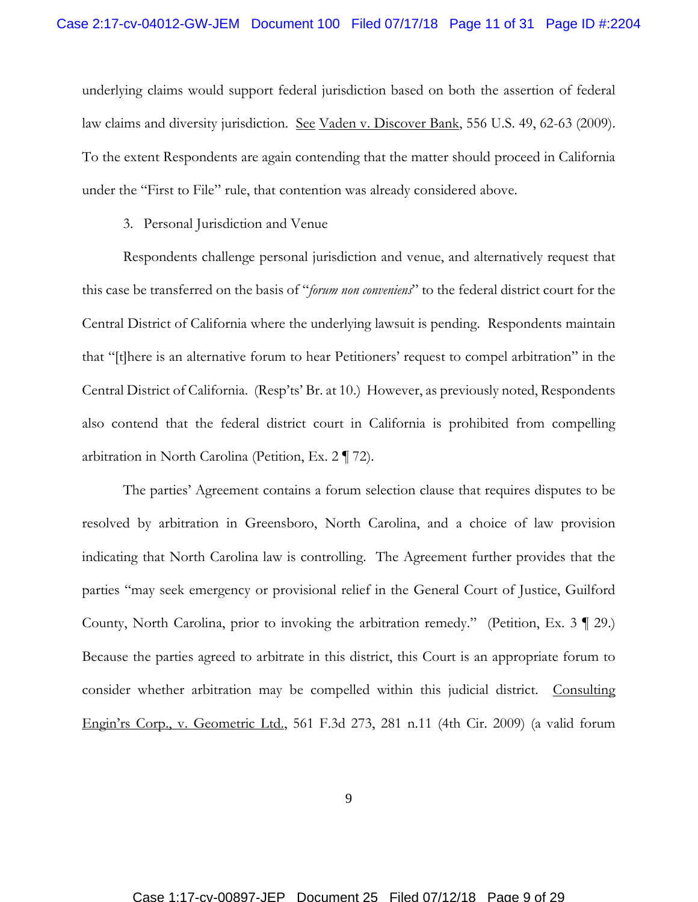underlying claims would support federal jurisdiction based on both the assertion of federal law claims and diversity jurisdiction. See Vaden v. Discover Bank, 556 U.S. 49, 62-63 (2009). To the extent Respondents are again contending that the matter should proceed in California under the "First to File" rule, that contention was already considered above.

3. Personal Jurisdiction and Venue

Respondents challenge personal jurisdiction and venue, and alternatively request that this case be transferred on the basis of "*forum non conveniens*" to the federal district court for the Central District of California where the underlying lawsuit is pending. Respondents maintain that "[t]here is an alternative forum to hear Petitioners' request to compel arbitration" in the Central District of California. (Resp'ts' Br. at 10.) However, as previously noted, Respondents also contend that the federal district court in California is prohibited from compelling arbitration in North Carolina (Petition, Ex. 2 ¶ 72).

The parties' Agreement contains a forum selection clause that requires disputes to be resolved by arbitration in Greensboro, North Carolina, and a choice of law provision indicating that North Carolina law is controlling. The Agreement further provides that the parties "may seek emergency or provisional relief in the General Court of Justice, Guilford County, North Carolina, prior to invoking the arbitration remedy." (Petition, Ex. 3 ¶ 29.) Because the parties agreed to arbitrate in this district, this Court is an appropriate forum to consider whether arbitration may be compelled within this judicial district. Consulting Engin'rs Corp., v. Geometric Ltd., 561 F.3d 273, 281 n.11 (4th Cir. 2009) (a valid forum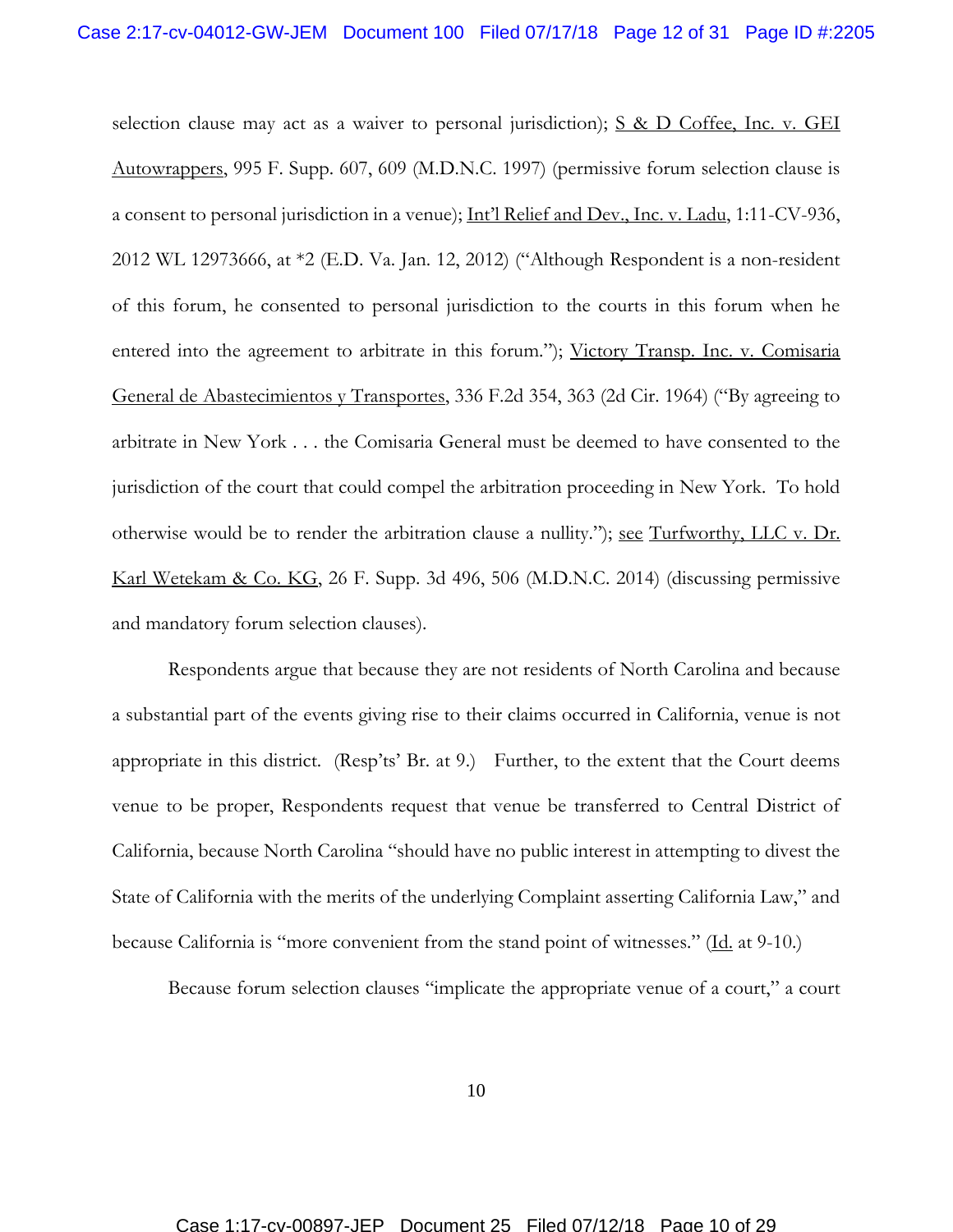selection clause may act as a waiver to personal jurisdiction); S & D Coffee, Inc. v. GEI Autowrappers, 995 F. Supp. 607, 609 (M.D.N.C. 1997) (permissive forum selection clause is a consent to personal jurisdiction in a venue); Int'l Relief and Dev., Inc. v. Ladu, 1:11-CV-936, 2012 WL 12973666, at *2 (E.D. Va. Jan. 12, 2012) ("Although Respondent is a non-resident of this forum, he consented to personal jurisdiction to the courts in this forum when he entered into the agreement to arbitrate in this forum."); Victory Transp. Inc. v. Comisaria General de Abastecimientos y Transportes, 336 F.2d 354, 363 (2d Cir. 1964) ("By agreeing to arbitrate in New York . . . the Comisaria General must be deemed to have consented to the jurisdiction of the court that could compel the arbitration proceeding in New York. To hold otherwise would be to render the arbitration clause a nullity."); see Turfworthy, LLC v. Dr. Karl Wetekam & Co. KG, 26 F. Supp. 3d 496, 506 (M.D.N.C. 2014) (discussing permissive and mandatory forum selection clauses).

Respondents argue that because they are not residents of North Carolina and because a substantial part of the events giving rise to their claims occurred in California, venue is not appropriate in this district. (Resp'ts' Br. at 9.) Further, to the extent that the Court deems venue to be proper, Respondents request that venue be transferred to Central District of California, because North Carolina "should have no public interest in attempting to divest the State of California with the merits of the underlying Complaint asserting California Law," and because California is "more convenient from the stand point of witnesses." (Id. at 9-10.)

Because forum selection clauses "implicate the appropriate venue of a court," a court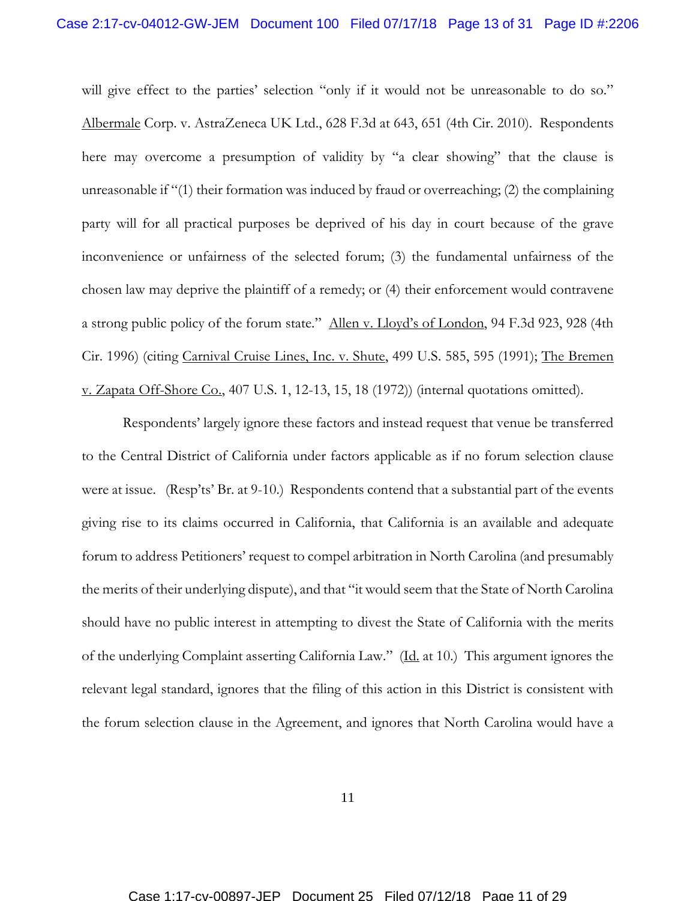will give effect to the parties' selection "only if it would not be unreasonable to do so." Albermale Corp. v. AstraZeneca UK Ltd., 628 F.3d at 643, 651 (4th Cir. 2010). Respondents here may overcome a presumption of validity by "a clear showing" that the clause is unreasonable if "(1) their formation was induced by fraud or overreaching; (2) the complaining party will for all practical purposes be deprived of his day in court because of the grave inconvenience or unfairness of the selected forum; (3) the fundamental unfairness of the chosen law may deprive the plaintiff of a remedy; or (4) their enforcement would contravene a strong public policy of the forum state." Allen v. Lloyd's of London, 94 F.3d 923, 928 (4th Cir. 1996) (citing Carnival Cruise Lines, Inc. v. Shute, 499 U.S. 585, 595 (1991); The Bremen v. Zapata Off-Shore Co., 407 U.S. 1, 12-13, 15, 18 (1972)) (internal quotations omitted).

Respondents' largely ignore these factors and instead request that venue be transferred to the Central District of California under factors applicable as if no forum selection clause were at issue. (Resp'ts' Br. at 9-10.) Respondents contend that a substantial part of the events giving rise to its claims occurred in California, that California is an available and adequate forum to address Petitioners' request to compel arbitration in North Carolina (and presumably the merits of their underlying dispute), and that "it would seem that the State of North Carolina should have no public interest in attempting to divest the State of California with the merits of the underlying Complaint asserting California Law." (Id. at 10.) This argument ignores the relevant legal standard, ignores that the filing of this action in this District is consistent with the forum selection clause in the Agreement, and ignores that North Carolina would have a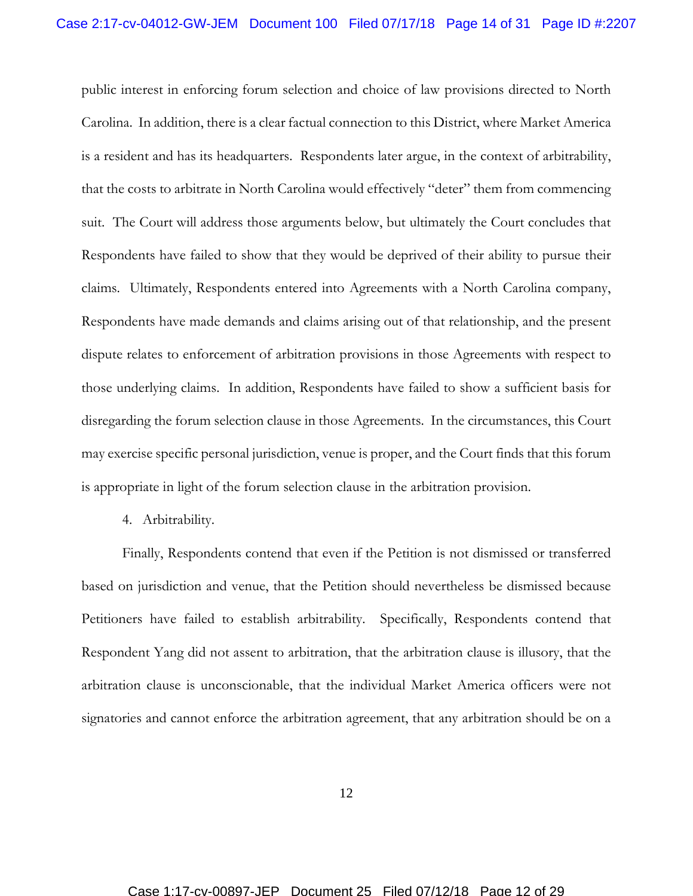public interest in enforcing forum selection and choice of law provisions directed to North Carolina. In addition, there is a clear factual connection to this District, where Market America is a resident and has its headquarters. Respondents later argue, in the context of arbitrability, that the costs to arbitrate in North Carolina would effectively "deter" them from commencing suit. The Court will address those arguments below, but ultimately the Court concludes that Respondents have failed to show that they would be deprived of their ability to pursue their claims. Ultimately, Respondents entered into Agreements with a North Carolina company, Respondents have made demands and claims arising out of that relationship, and the present dispute relates to enforcement of arbitration provisions in those Agreements with respect to those underlying claims. In addition, Respondents have failed to show a sufficient basis for disregarding the forum selection clause in those Agreements. In the circumstances, this Court may exercise specific personal jurisdiction, venue is proper, and the Court finds that this forum is appropriate in light of the forum selection clause in the arbitration provision.

4. Arbitrability.

Finally, Respondents contend that even if the Petition is not dismissed or transferred based on jurisdiction and venue, that the Petition should nevertheless be dismissed because Petitioners have failed to establish arbitrability. Specifically, Respondents contend that Respondent Yang did not assent to arbitration, that the arbitration clause is illusory, that the arbitration clause is unconscionable, that the individual Market America officers were not signatories and cannot enforce the arbitration agreement, that any arbitration should be on a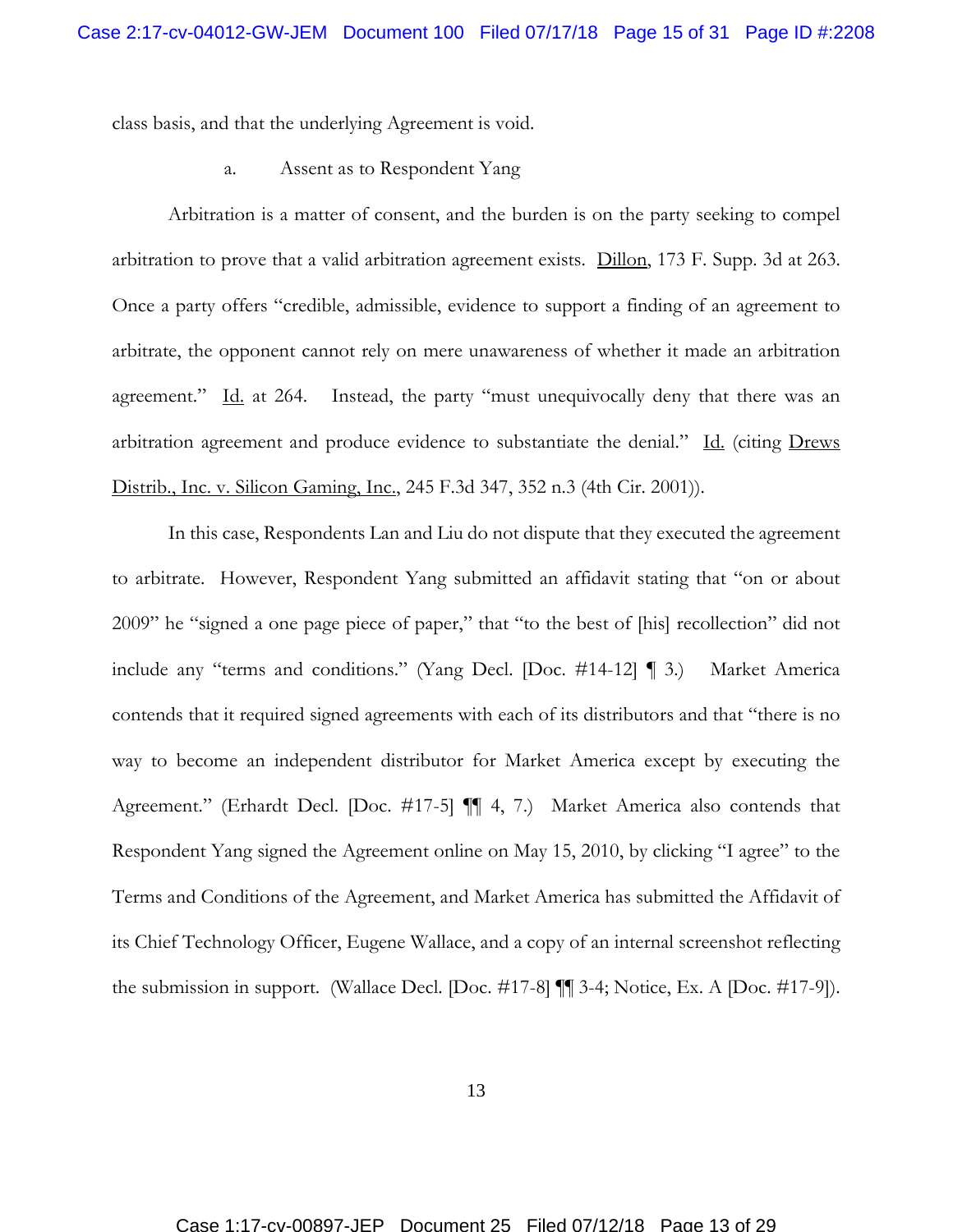class basis, and that the underlying Agreement is void.

a. Assent as to Respondent Yang

Arbitration is a matter of consent, and the burden is on the party seeking to compel arbitration to prove that a valid arbitration agreement exists. Dillon, 173 F. Supp. 3d at 263. Once a party offers "credible, admissible, evidence to support a finding of an agreement to arbitrate, the opponent cannot rely on mere unawareness of whether it made an arbitration agreement." Id. at 264. Instead, the party "must unequivocally deny that there was an arbitration agreement and produce evidence to substantiate the denial." Id. (citing Drews Distrib., Inc. v. Silicon Gaming, Inc., 245 F.3d 347, 352 n.3 (4th Cir. 2001)).

In this case, Respondents Lan and Liu do not dispute that they executed the agreement to arbitrate. However, Respondent Yang submitted an affidavit stating that "on or about 2009" he "signed a one page piece of paper," that "to the best of [his] recollection" did not include any "terms and conditions." (Yang Decl. [Doc. #14-12] ¶ 3.) Market America contends that it required signed agreements with each of its distributors and that "there is no way to become an independent distributor for Market America except by executing the Agreement." (Erhardt Decl. [Doc. #17-5] ¶¶ 4, 7.) Market America also contends that Respondent Yang signed the Agreement online on May 15, 2010, by clicking "I agree" to the Terms and Conditions of the Agreement, and Market America has submitted the Affidavit of its Chief Technology Officer, Eugene Wallace, and a copy of an internal screenshot reflecting the submission in support. (Wallace Decl. [Doc. #17-8] ¶¶ 3-4; Notice, Ex. A [Doc. #17-9]).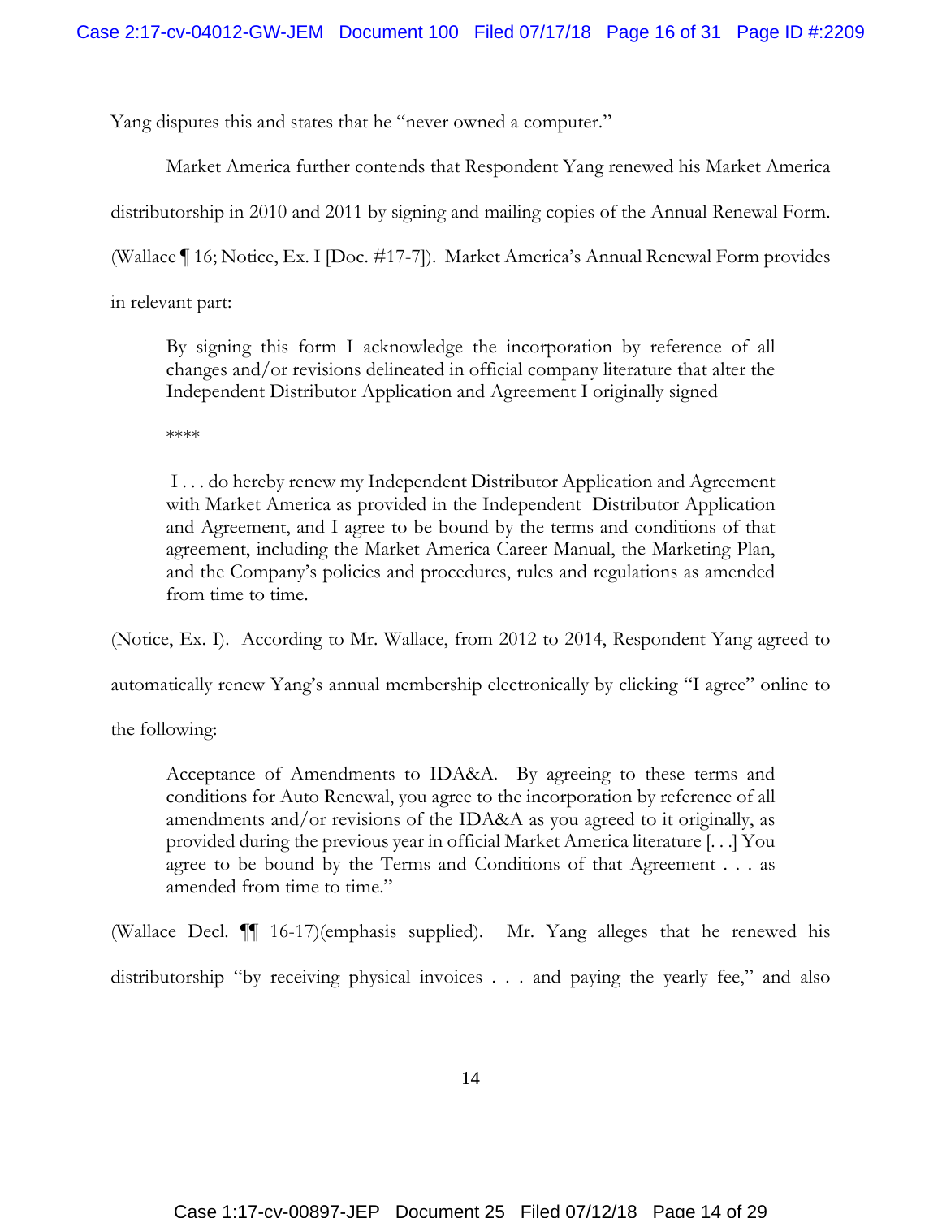Yang disputes this and states that he "never owned a computer."

Market America further contends that Respondent Yang renewed his Market America distributorship in 2010 and 2011 by signing and mailing copies of the Annual Renewal Form. (Wallace ¶ 16; Notice, Ex. I [Doc. #17-7]). Market America's Annual Renewal Form provides in relevant part:

> By signing this form I acknowledge the incorporation by reference of all changes and/or revisions delineated in official company literature that alter the Independent Distributor Application and Agreement I originally signed
>
> ****
>
> I . . . do hereby renew my Independent Distributor Application and Agreement with Market America as provided in the Independent Distributor Application and Agreement, and I agree to be bound by the terms and conditions of that agreement, including the Market America Career Manual, the Marketing Plan, and the Company's policies and procedures, rules and regulations as amended from time to time.

(Notice, Ex. I). According to Mr. Wallace, from 2012 to 2014, Respondent Yang agreed to automatically renew Yang's annual membership electronically by clicking "I agree" online to the following:

> Acceptance of Amendments to IDA&A. By agreeing to these terms and conditions for Auto Renewal, you agree to the incorporation by reference of all amendments and/or revisions of the IDA&A as you agreed to it originally, as provided during the previous year in official Market America literature [. . .] You agree to be bound by the Terms and Conditions of that Agreement . . . as amended from time to time."

(Wallace Decl. ¶¶ 16-17)(emphasis supplied). Mr. Yang alleges that he renewed his distributorship "by receiving physical invoices . . . and paying the yearly fee," and also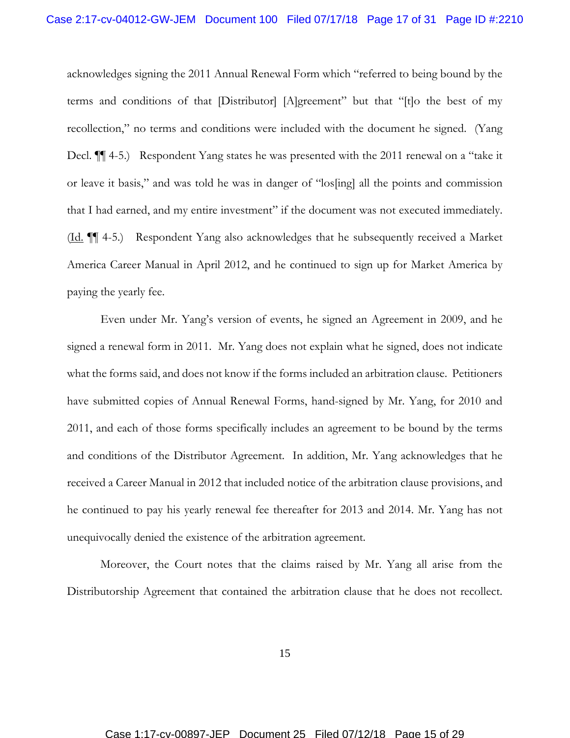acknowledges signing the 2011 Annual Renewal Form which "referred to being bound by the terms and conditions of that [Distributor] [A]greement" but that "[t]o the best of my recollection," no terms and conditions were included with the document he signed. (Yang Decl. ¶¶ 4-5.) Respondent Yang states he was presented with the 2011 renewal on a "take it or leave it basis," and was told he was in danger of "los[ing] all the points and commission that I had earned, and my entire investment" if the document was not executed immediately. (Id. ¶¶ 4-5.) Respondent Yang also acknowledges that he subsequently received a Market America Career Manual in April 2012, and he continued to sign up for Market America by paying the yearly fee.

Even under Mr. Yang's version of events, he signed an Agreement in 2009, and he signed a renewal form in 2011. Mr. Yang does not explain what he signed, does not indicate what the forms said, and does not know if the forms included an arbitration clause. Petitioners have submitted copies of Annual Renewal Forms, hand-signed by Mr. Yang, for 2010 and 2011, and each of those forms specifically includes an agreement to be bound by the terms and conditions of the Distributor Agreement. In addition, Mr. Yang acknowledges that he received a Career Manual in 2012 that included notice of the arbitration clause provisions, and he continued to pay his yearly renewal fee thereafter for 2013 and 2014. Mr. Yang has not unequivocally denied the existence of the arbitration agreement.

Moreover, the Court notes that the claims raised by Mr. Yang all arise from the Distributorship Agreement that contained the arbitration clause that he does not recollect.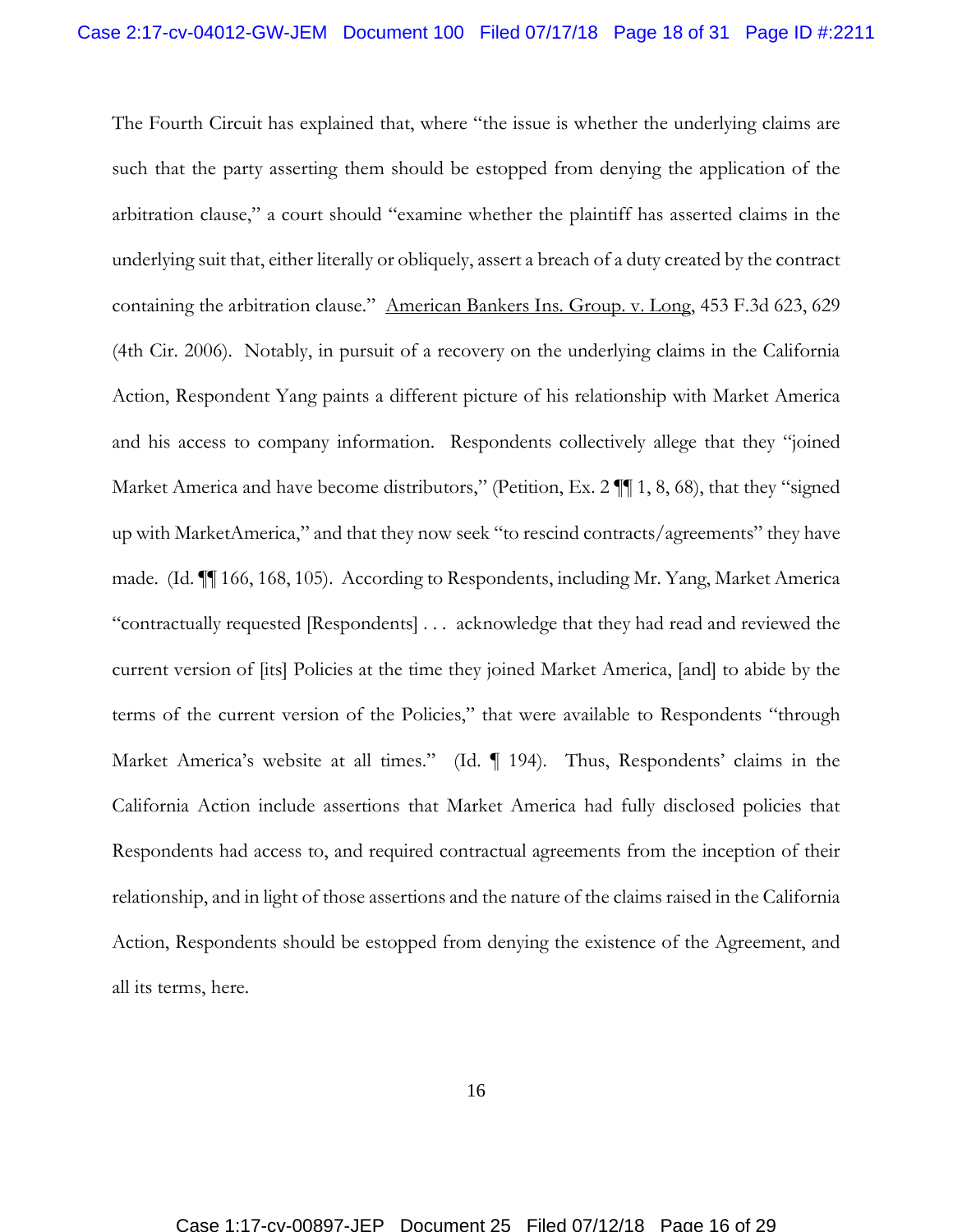The Fourth Circuit has explained that, where "the issue is whether the underlying claims are such that the party asserting them should be estopped from denying the application of the arbitration clause," a court should "examine whether the plaintiff has asserted claims in the underlying suit that, either literally or obliquely, assert a breach of a duty created by the contract containing the arbitration clause." American Bankers Ins. Group. v. Long, 453 F.3d 623, 629 (4th Cir. 2006). Notably, in pursuit of a recovery on the underlying claims in the California Action, Respondent Yang paints a different picture of his relationship with Market America and his access to company information. Respondents collectively allege that they "joined Market America and have become distributors," (Petition, Ex. 2 ¶¶ 1, 8, 68), that they "signed up with MarketAmerica," and that they now seek "to rescind contracts/agreements" they have made. (Id. ¶¶ 166, 168, 105). According to Respondents, including Mr. Yang, Market America "contractually requested [Respondents] . . . acknowledge that they had read and reviewed the current version of [its] Policies at the time they joined Market America, [and] to abide by the terms of the current version of the Policies," that were available to Respondents "through Market America's website at all times." (Id. ¶ 194). Thus, Respondents' claims in the California Action include assertions that Market America had fully disclosed policies that Respondents had access to, and required contractual agreements from the inception of their relationship, and in light of those assertions and the nature of the claims raised in the California Action, Respondents should be estopped from denying the existence of the Agreement, and all its terms, here.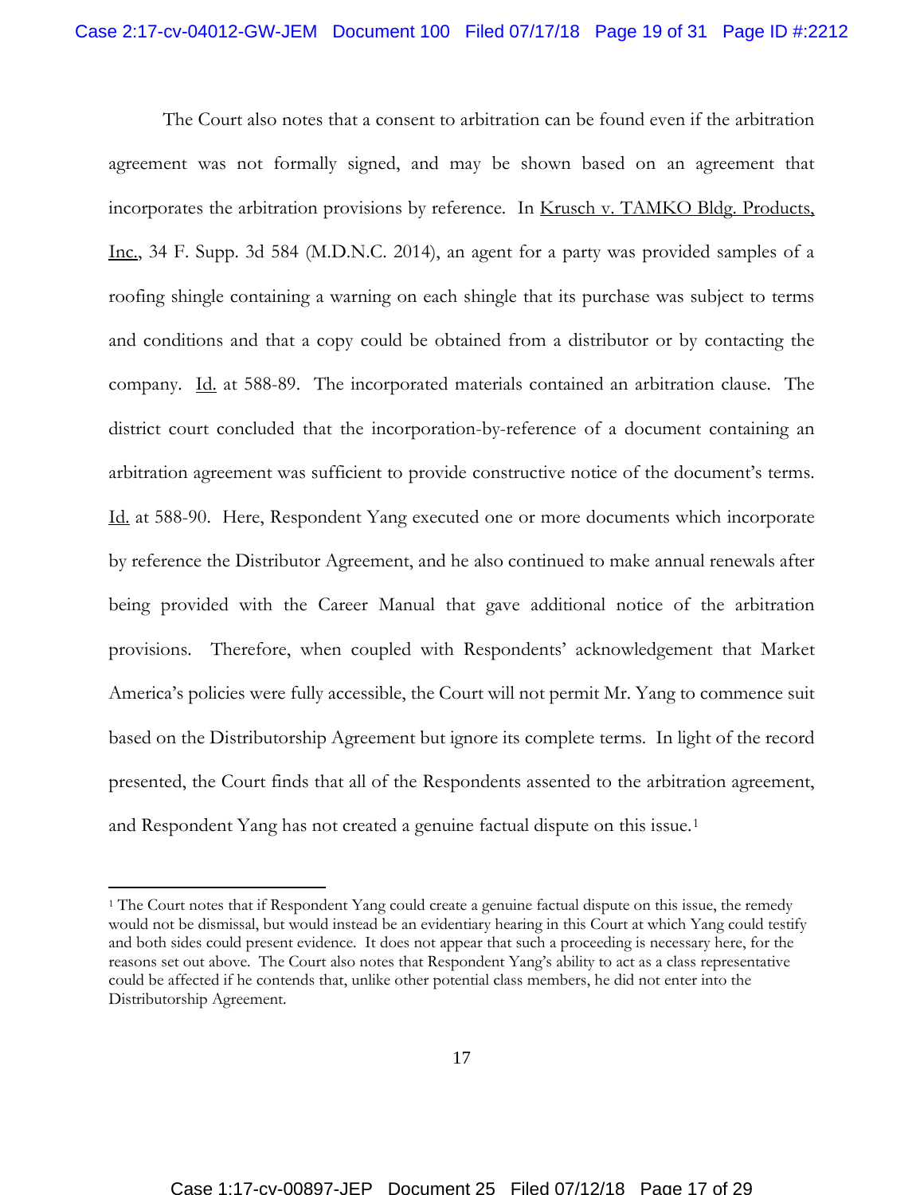The Court also notes that a consent to arbitration can be found even if the arbitration agreement was not formally signed, and may be shown based on an agreement that incorporates the arbitration provisions by reference. In Krusch v. TAMKO Bldg. Products, Inc., 34 F. Supp. 3d 584 (M.D.N.C. 2014), an agent for a party was provided samples of a roofing shingle containing a warning on each shingle that its purchase was subject to terms and conditions and that a copy could be obtained from a distributor or by contacting the company. Id. at 588-89. The incorporated materials contained an arbitration clause. The district court concluded that the incorporation-by-reference of a document containing an arbitration agreement was sufficient to provide constructive notice of the document's terms. Id. at 588-90. Here, Respondent Yang executed one or more documents which incorporate by reference the Distributor Agreement, and he also continued to make annual renewals after being provided with the Career Manual that gave additional notice of the arbitration provisions. Therefore, when coupled with Respondents' acknowledgement that Market America's policies were fully accessible, the Court will not permit Mr. Yang to commence suit based on the Distributorship Agreement but ignore its complete terms. In light of the record presented, the Court finds that all of the Respondents assented to the arbitration agreement, and Respondent Yang has not created a genuine factual dispute on this issue.[1]

---

[1] The Court notes that if Respondent Yang could create a genuine factual dispute on this issue, the remedy would not be dismissal, but would instead be an evidentiary hearing in this Court at which Yang could testify and both sides could present evidence. It does not appear that such a proceeding is necessary here, for the reasons set out above. The Court also notes that Respondent Yang's ability to act as a class representative could be affected if he contends that, unlike other potential class members, he did not enter into the Distributorship Agreement.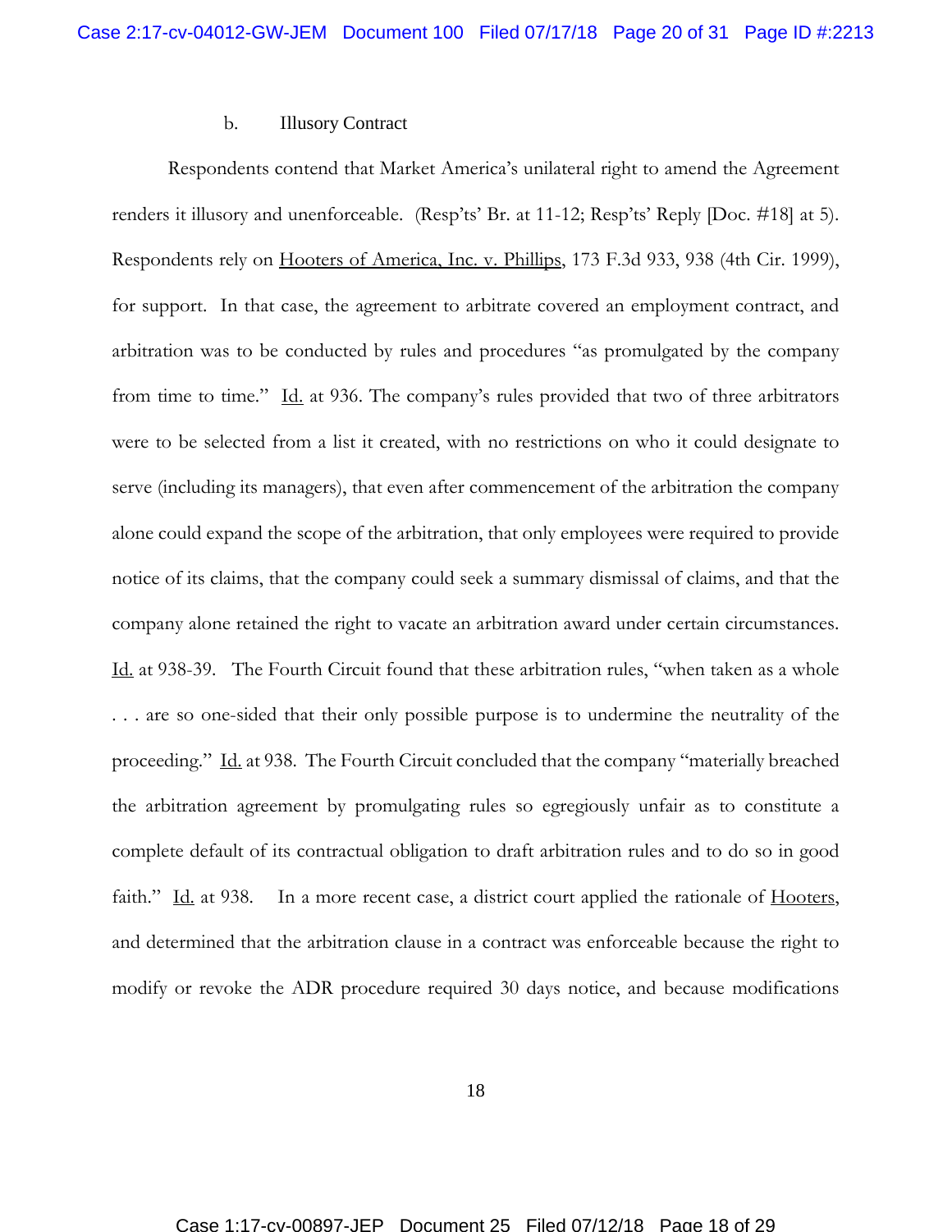b. Illusory Contract

Respondents contend that Market America's unilateral right to amend the Agreement renders it illusory and unenforceable. (Resp'ts' Br. at 11-12; Resp'ts' Reply [Doc. #18] at 5). Respondents rely on Hooters of America, Inc. v. Phillips, 173 F.3d 933, 938 (4th Cir. 1999), for support. In that case, the agreement to arbitrate covered an employment contract, and arbitration was to be conducted by rules and procedures "as promulgated by the company from time to time." Id. at 936. The company's rules provided that two of three arbitrators were to be selected from a list it created, with no restrictions on who it could designate to serve (including its managers), that even after commencement of the arbitration the company alone could expand the scope of the arbitration, that only employees were required to provide notice of its claims, that the company could seek a summary dismissal of claims, and that the company alone retained the right to vacate an arbitration award under certain circumstances. Id. at 938-39. The Fourth Circuit found that these arbitration rules, "when taken as a whole . . . are so one-sided that their only possible purpose is to undermine the neutrality of the proceeding." Id. at 938. The Fourth Circuit concluded that the company "materially breached the arbitration agreement by promulgating rules so egregiously unfair as to constitute a complete default of its contractual obligation to draft arbitration rules and to do so in good faith." Id. at 938. In a more recent case, a district court applied the rationale of Hooters, and determined that the arbitration clause in a contract was enforceable because the right to modify or revoke the ADR procedure required 30 days notice, and because modifications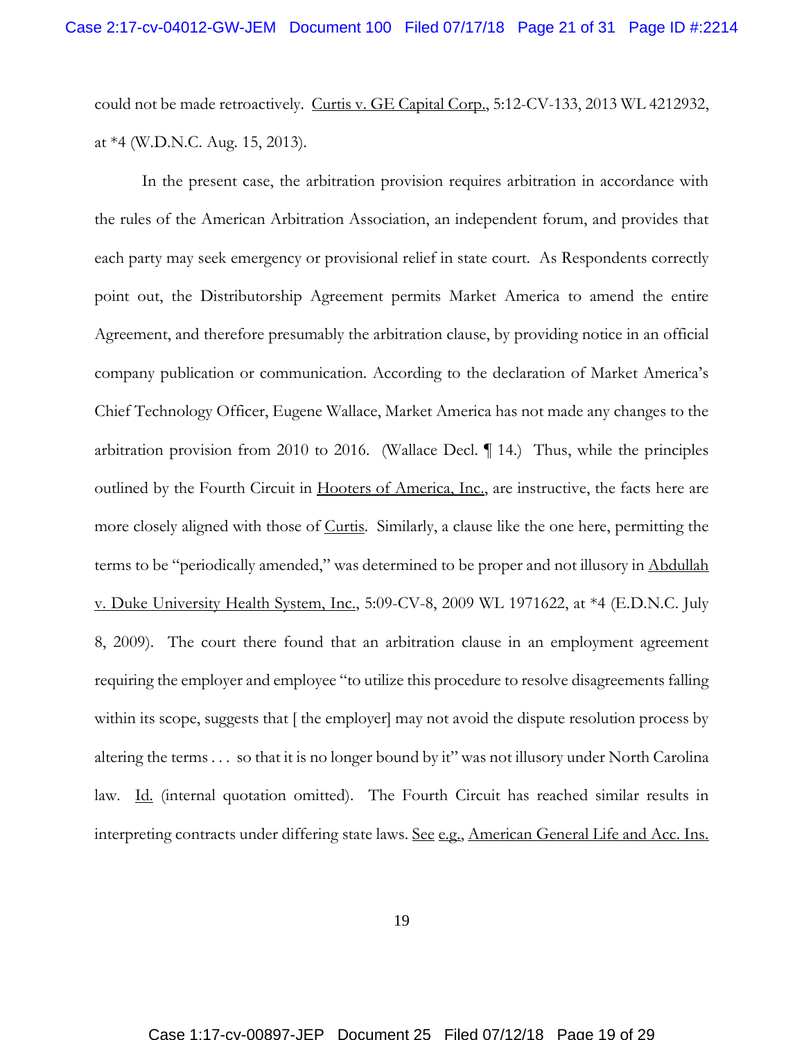could not be made retroactively. Curtis v. GE Capital Corp., 5:12-CV-133, 2013 WL 4212932, at *4 (W.D.N.C. Aug. 15, 2013).

In the present case, the arbitration provision requires arbitration in accordance with the rules of the American Arbitration Association, an independent forum, and provides that each party may seek emergency or provisional relief in state court. As Respondents correctly point out, the Distributorship Agreement permits Market America to amend the entire Agreement, and therefore presumably the arbitration clause, by providing notice in an official company publication or communication. According to the declaration of Market America's Chief Technology Officer, Eugene Wallace, Market America has not made any changes to the arbitration provision from 2010 to 2016. (Wallace Decl. ¶ 14.) Thus, while the principles outlined by the Fourth Circuit in Hooters of America, Inc., are instructive, the facts here are more closely aligned with those of Curtis. Similarly, a clause like the one here, permitting the terms to be "periodically amended," was determined to be proper and not illusory in Abdullah v. Duke University Health System, Inc., 5:09-CV-8, 2009 WL 1971622, at *4 (E.D.N.C. July 8, 2009). The court there found that an arbitration clause in an employment agreement requiring the employer and employee "to utilize this procedure to resolve disagreements falling within its scope, suggests that [ the employer] may not avoid the dispute resolution process by altering the terms . . . so that it is no longer bound by it" was not illusory under North Carolina law. Id. (internal quotation omitted). The Fourth Circuit has reached similar results in interpreting contracts under differing state laws. See e.g., American General Life and Acc. Ins.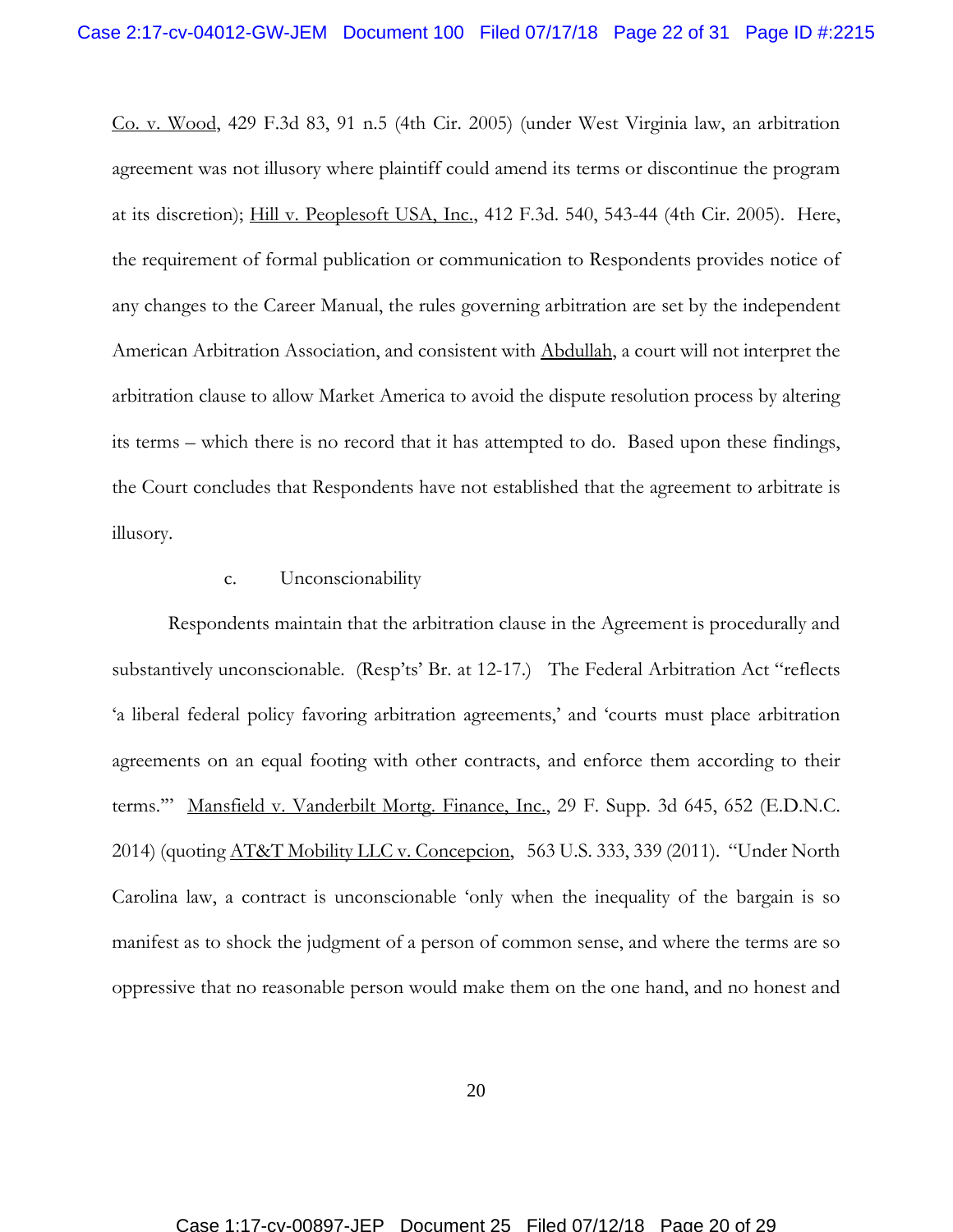Co. v. Wood, 429 F.3d 83, 91 n.5 (4th Cir. 2005) (under West Virginia law, an arbitration agreement was not illusory where plaintiff could amend its terms or discontinue the program at its discretion); Hill v. Peoplesoft USA, Inc., 412 F.3d. 540, 543-44 (4th Cir. 2005). Here, the requirement of formal publication or communication to Respondents provides notice of any changes to the Career Manual, the rules governing arbitration are set by the independent American Arbitration Association, and consistent with Abdullah, a court will not interpret the arbitration clause to allow Market America to avoid the dispute resolution process by altering its terms – which there is no record that it has attempted to do. Based upon these findings, the Court concludes that Respondents have not established that the agreement to arbitrate is illusory.

c. Unconscionability

Respondents maintain that the arbitration clause in the Agreement is procedurally and substantively unconscionable. (Resp'ts' Br. at 12-17.) The Federal Arbitration Act "reflects 'a liberal federal policy favoring arbitration agreements,' and 'courts must place arbitration agreements on an equal footing with other contracts, and enforce them according to their terms.'" Mansfield v. Vanderbilt Mortg. Finance, Inc., 29 F. Supp. 3d 645, 652 (E.D.N.C. 2014) (quoting AT&T Mobility LLC v. Concepcion, 563 U.S. 333, 339 (2011). "Under North Carolina law, a contract is unconscionable 'only when the inequality of the bargain is so manifest as to shock the judgment of a person of common sense, and where the terms are so oppressive that no reasonable person would make them on the one hand, and no honest and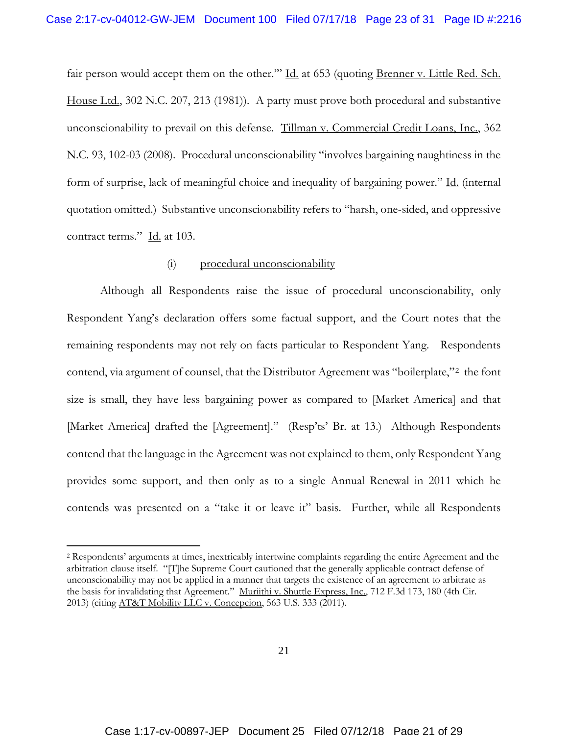fair person would accept them on the other.'" Id. at 653 (quoting Brenner v. Little Red. Sch. House Ltd., 302 N.C. 207, 213 (1981)). A party must prove both procedural and substantive unconscionability to prevail on this defense. Tillman v. Commercial Credit Loans, Inc., 362 N.C. 93, 102-03 (2008). Procedural unconscionability "involves bargaining naughtiness in the form of surprise, lack of meaningful choice and inequality of bargaining power." Id. (internal quotation omitted.) Substantive unconscionability refers to "harsh, one-sided, and oppressive contract terms." Id. at 103.

(i) procedural unconscionability

Although all Respondents raise the issue of procedural unconscionability, only Respondent Yang's declaration offers some factual support, and the Court notes that the remaining respondents may not rely on facts particular to Respondent Yang. Respondents contend, via argument of counsel, that the Distributor Agreement was "boilerplate,"[2] the font size is small, they have less bargaining power as compared to [Market America] and that [Market America] drafted the [Agreement]." (Resp'ts' Br. at 13.) Although Respondents contend that the language in the Agreement was not explained to them, only Respondent Yang provides some support, and then only as to a single Annual Renewal in 2011 which he contends was presented on a "take it or leave it" basis. Further, while all Respondents

---

[2] Respondents' arguments at times, inextricably intertwine complaints regarding the entire Agreement and the arbitration clause itself. "[T]he Supreme Court cautioned that the generally applicable contract defense of unconscionability may not be applied in a manner that targets the existence of an agreement to arbitrate as the basis for invalidating that Agreement." Muriithi v. Shuttle Express, Inc., 712 F.3d 173, 180 (4th Cir. 2013) (citing AT&T Mobility LLC v. Concepcion, 563 U.S. 333 (2011).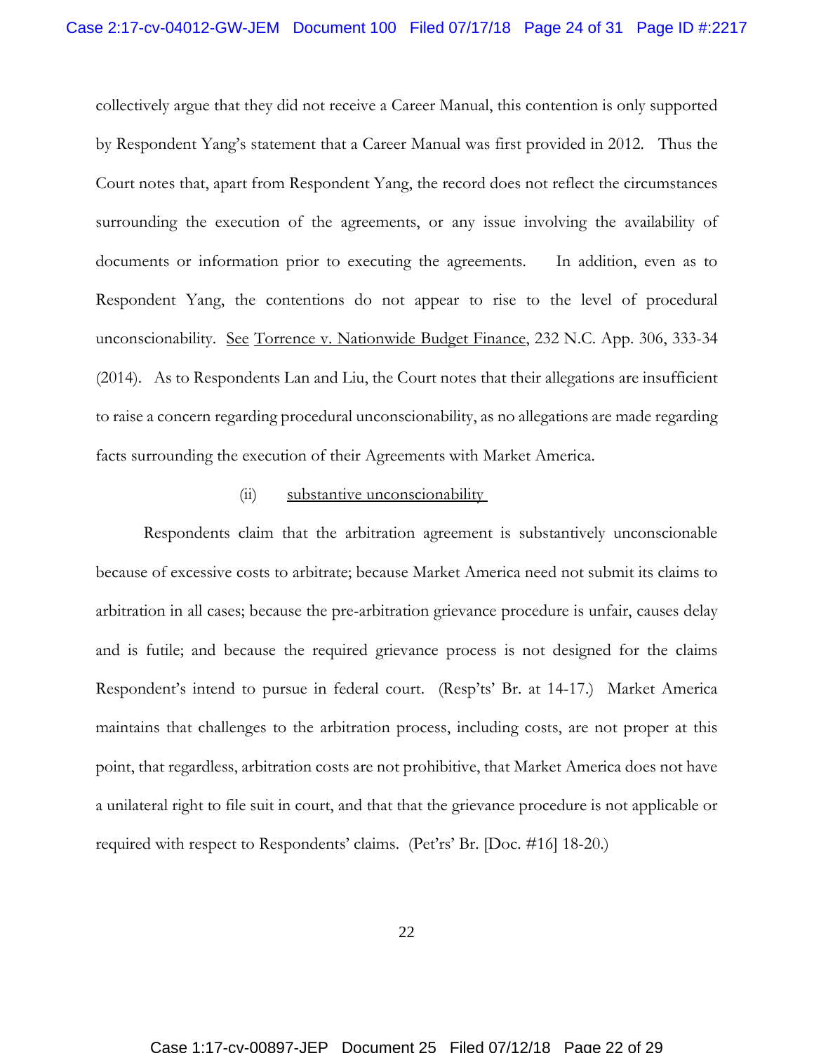collectively argue that they did not receive a Career Manual, this contention is only supported by Respondent Yang's statement that a Career Manual was first provided in 2012. Thus the Court notes that, apart from Respondent Yang, the record does not reflect the circumstances surrounding the execution of the agreements, or any issue involving the availability of documents or information prior to executing the agreements. In addition, even as to Respondent Yang, the contentions do not appear to rise to the level of procedural unconscionability. See Torrence v. Nationwide Budget Finance, 232 N.C. App. 306, 333-34 (2014). As to Respondents Lan and Liu, the Court notes that their allegations are insufficient to raise a concern regarding procedural unconscionability, as no allegations are made regarding facts surrounding the execution of their Agreements with Market America.

(ii) substantive unconscionability

Respondents claim that the arbitration agreement is substantively unconscionable because of excessive costs to arbitrate; because Market America need not submit its claims to arbitration in all cases; because the pre-arbitration grievance procedure is unfair, causes delay and is futile; and because the required grievance process is not designed for the claims Respondent's intend to pursue in federal court. (Resp'ts' Br. at 14-17.) Market America maintains that challenges to the arbitration process, including costs, are not proper at this point, that regardless, arbitration costs are not prohibitive, that Market America does not have a unilateral right to file suit in court, and that that the grievance procedure is not applicable or required with respect to Respondents' claims. (Pet'rs' Br. [Doc. #16] 18-20.)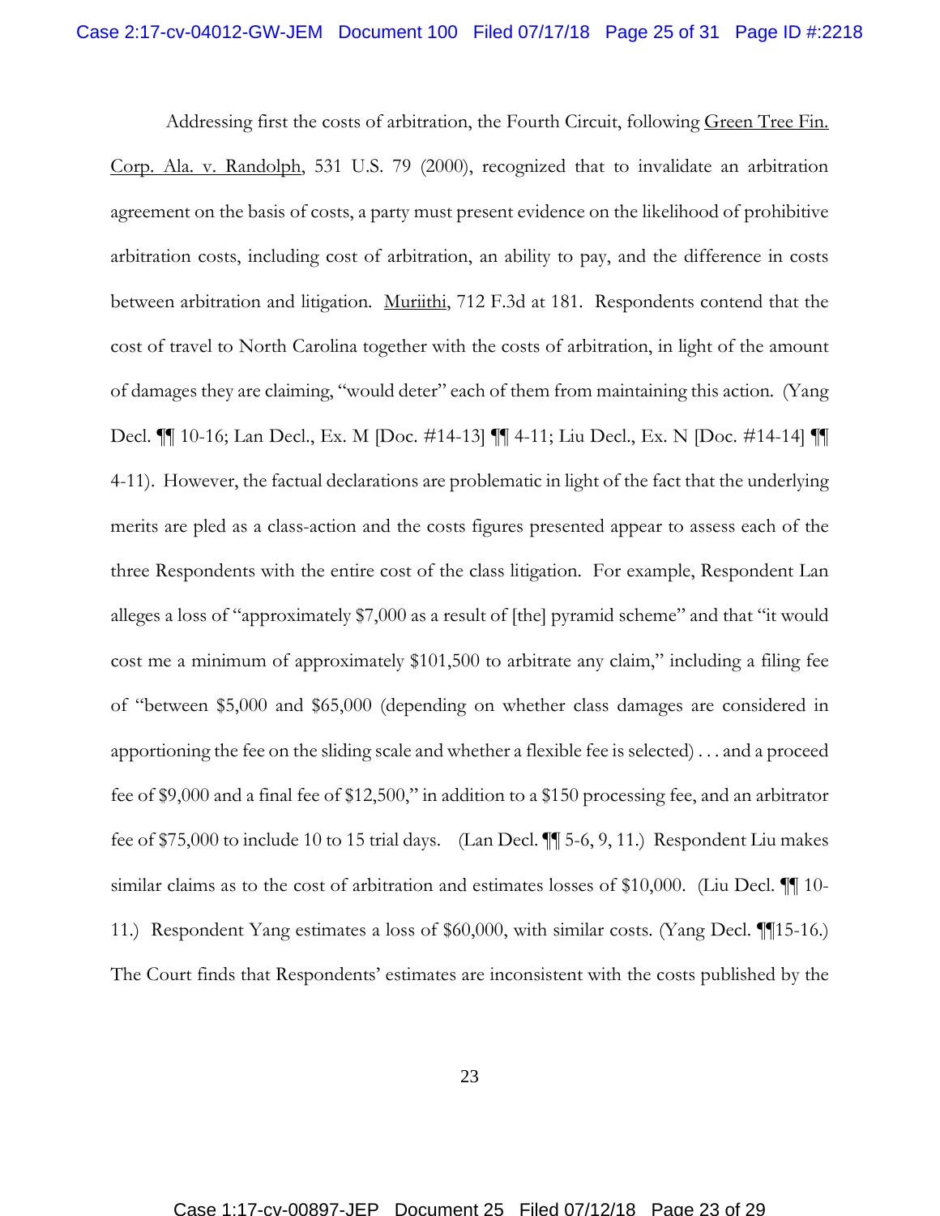Addressing first the costs of arbitration, the Fourth Circuit, following Green Tree Fin. Corp. Ala. v. Randolph, 531 U.S. 79 (2000), recognized that to invalidate an arbitration agreement on the basis of costs, a party must present evidence on the likelihood of prohibitive arbitration costs, including cost of arbitration, an ability to pay, and the difference in costs between arbitration and litigation. Muriithi, 712 F.3d at 181. Respondents contend that the cost of travel to North Carolina together with the costs of arbitration, in light of the amount of damages they are claiming, "would deter" each of them from maintaining this action. (Yang Decl. ¶¶ 10-16; Lan Decl., Ex. M [Doc. #14-13] ¶¶ 4-11; Liu Decl., Ex. N [Doc. #14-14] ¶¶ 4-11). However, the factual declarations are problematic in light of the fact that the underlying merits are pled as a class-action and the costs figures presented appear to assess each of the three Respondents with the entire cost of the class litigation. For example, Respondent Lan alleges a loss of "approximately $7,000 as a result of [the] pyramid scheme" and that "it would cost me a minimum of approximately $101,500 to arbitrate any claim," including a filing fee of "between $5,000 and $65,000 (depending on whether class damages are considered in apportioning the fee on the sliding scale and whether a flexible fee is selected) . . . and a proceed fee of $9,000 and a final fee of $12,500," in addition to a $150 processing fee, and an arbitrator fee of $75,000 to include 10 to 15 trial days. (Lan Decl. ¶¶ 5-6, 9, 11.) Respondent Liu makes similar claims as to the cost of arbitration and estimates losses of $10,000. (Liu Decl. ¶¶ 10-11.) Respondent Yang estimates a loss of $60,000, with similar costs. (Yang Decl. ¶¶15-16.) The Court finds that Respondents' estimates are inconsistent with the costs published by the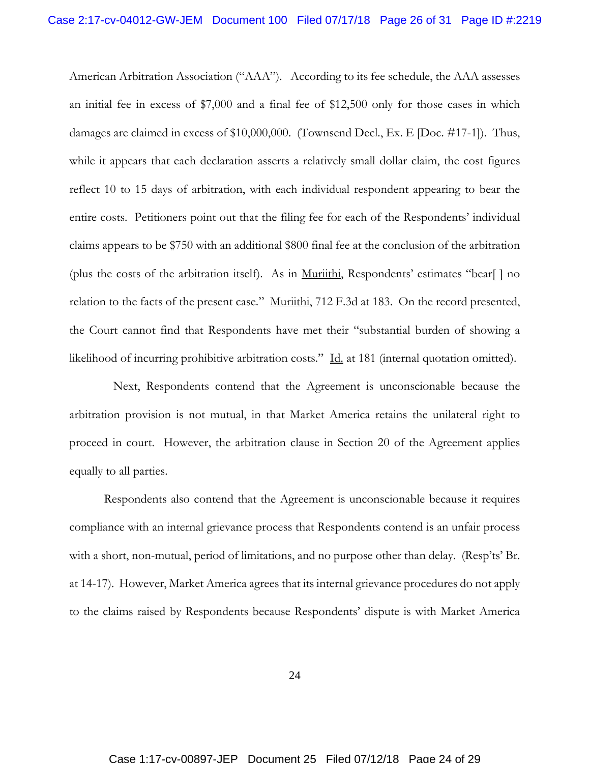American Arbitration Association ("AAA"). According to its fee schedule, the AAA assesses an initial fee in excess of $7,000 and a final fee of $12,500 only for those cases in which damages are claimed in excess of $10,000,000. (Townsend Decl., Ex. E [Doc. #17-1]). Thus, while it appears that each declaration asserts a relatively small dollar claim, the cost figures reflect 10 to 15 days of arbitration, with each individual respondent appearing to bear the entire costs. Petitioners point out that the filing fee for each of the Respondents' individual claims appears to be $750 with an additional $800 final fee at the conclusion of the arbitration (plus the costs of the arbitration itself). As in Muriithi, Respondents' estimates "bear[ ] no relation to the facts of the present case." Muriithi, 712 F.3d at 183. On the record presented, the Court cannot find that Respondents have met their "substantial burden of showing a likelihood of incurring prohibitive arbitration costs." Id. at 181 (internal quotation omitted).

Next, Respondents contend that the Agreement is unconscionable because the arbitration provision is not mutual, in that Market America retains the unilateral right to proceed in court. However, the arbitration clause in Section 20 of the Agreement applies equally to all parties.

Respondents also contend that the Agreement is unconscionable because it requires compliance with an internal grievance process that Respondents contend is an unfair process with a short, non-mutual, period of limitations, and no purpose other than delay. (Resp'ts' Br. at 14-17). However, Market America agrees that its internal grievance procedures do not apply to the claims raised by Respondents because Respondents' dispute is with Market America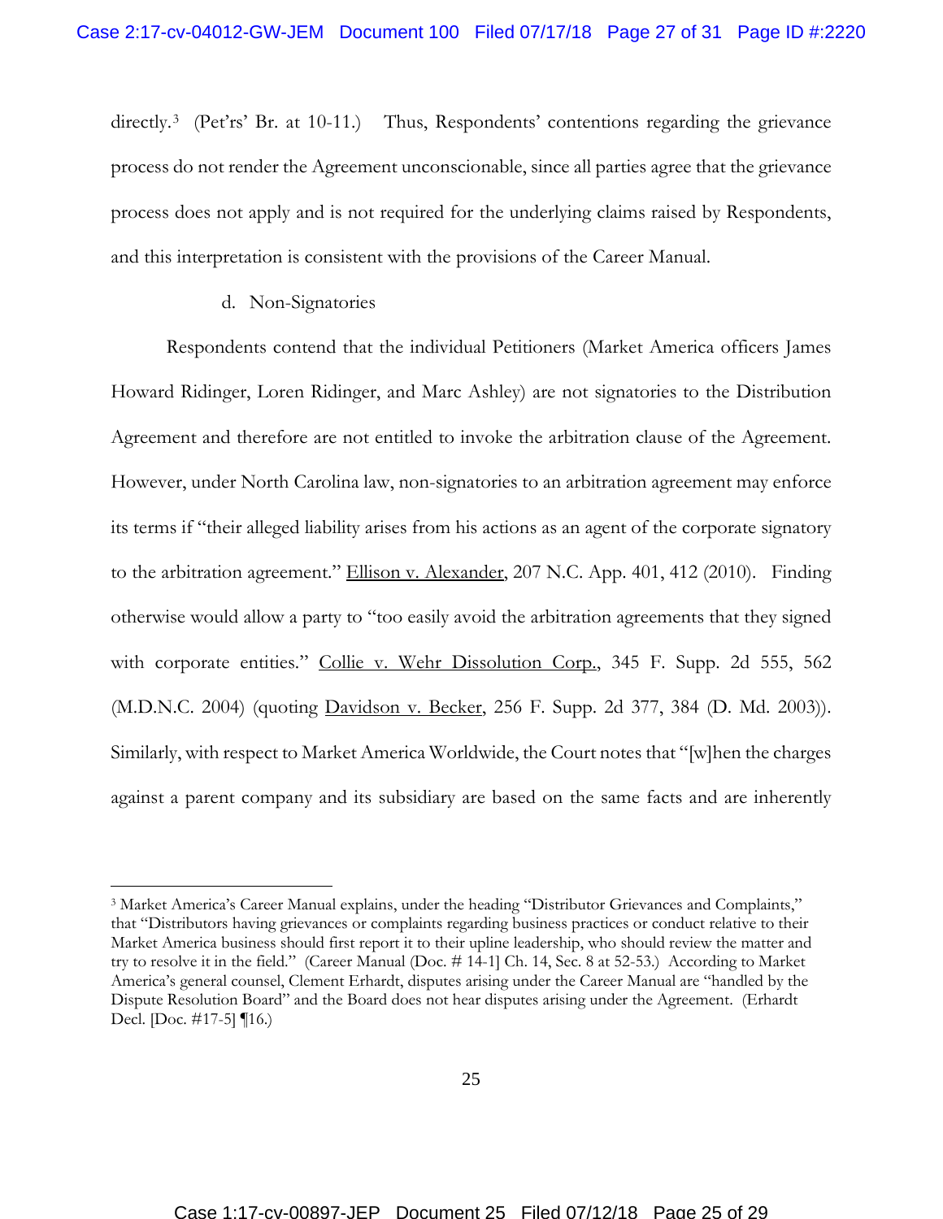directly.[3] (Pet'rs' Br. at 10-11.) Thus, Respondents' contentions regarding the grievance process do not render the Agreement unconscionable, since all parties agree that the grievance process does not apply and is not required for the underlying claims raised by Respondents, and this interpretation is consistent with the provisions of the Career Manual.

d. Non-Signatories

Respondents contend that the individual Petitioners (Market America officers James Howard Ridinger, Loren Ridinger, and Marc Ashley) are not signatories to the Distribution Agreement and therefore are not entitled to invoke the arbitration clause of the Agreement. However, under North Carolina law, non-signatories to an arbitration agreement may enforce its terms if "their alleged liability arises from his actions as an agent of the corporate signatory to the arbitration agreement." Ellison v. Alexander, 207 N.C. App. 401, 412 (2010). Finding otherwise would allow a party to "too easily avoid the arbitration agreements that they signed with corporate entities." Collie v. Wehr Dissolution Corp., 345 F. Supp. 2d 555, 562 (M.D.N.C. 2004) (quoting Davidson v. Becker, 256 F. Supp. 2d 377, 384 (D. Md. 2003)). Similarly, with respect to Market America Worldwide, the Court notes that "[w]hen the charges against a parent company and its subsidiary are based on the same facts and are inherently

[3] Market America's Career Manual explains, under the heading "Distributor Grievances and Complaints," that "Distributors having grievances or complaints regarding business practices or conduct relative to their Market America business should first report it to their upline leadership, who should review the matter and try to resolve it in the field." (Career Manual (Doc. # 14-1] Ch. 14, Sec. 8 at 52-53.) According to Market America's general counsel, Clement Erhardt, disputes arising under the Career Manual are "handled by the Dispute Resolution Board" and the Board does not hear disputes arising under the Agreement. (Erhardt Decl. [Doc. #17-5] ¶16.)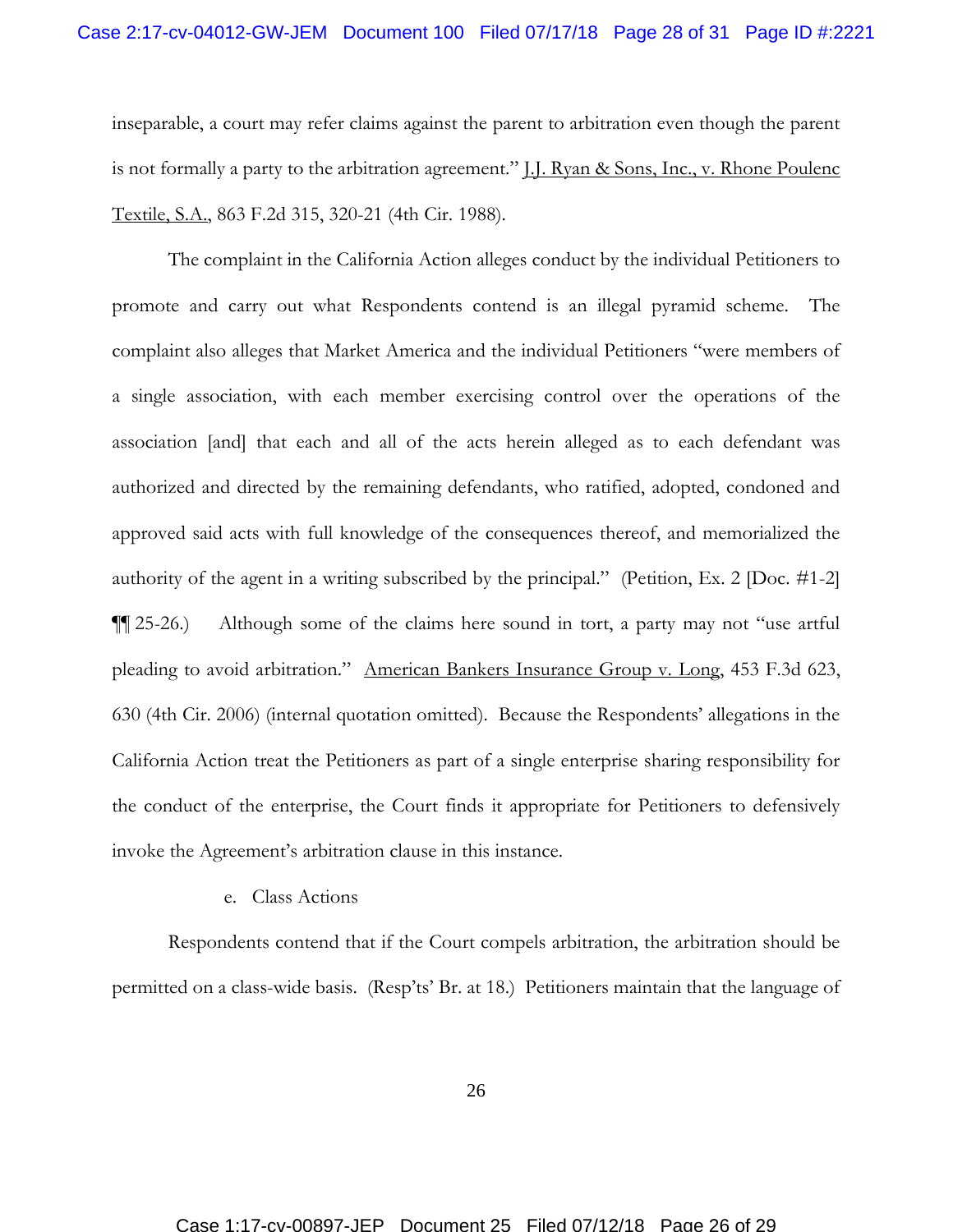inseparable, a court may refer claims against the parent to arbitration even though the parent is not formally a party to the arbitration agreement." J.J. Ryan & Sons, Inc., v. Rhone Poulenc Textile, S.A., 863 F.2d 315, 320-21 (4th Cir. 1988).

The complaint in the California Action alleges conduct by the individual Petitioners to promote and carry out what Respondents contend is an illegal pyramid scheme. The complaint also alleges that Market America and the individual Petitioners "were members of a single association, with each member exercising control over the operations of the association [and] that each and all of the acts herein alleged as to each defendant was authorized and directed by the remaining defendants, who ratified, adopted, condoned and approved said acts with full knowledge of the consequences thereof, and memorialized the authority of the agent in a writing subscribed by the principal." (Petition, Ex. 2 [Doc. #1-2] ¶¶ 25-26.) Although some of the claims here sound in tort, a party may not "use artful pleading to avoid arbitration." American Bankers Insurance Group v. Long, 453 F.3d 623, 630 (4th Cir. 2006) (internal quotation omitted). Because the Respondents' allegations in the California Action treat the Petitioners as part of a single enterprise sharing responsibility for the conduct of the enterprise, the Court finds it appropriate for Petitioners to defensively invoke the Agreement's arbitration clause in this instance.

e. Class Actions

Respondents contend that if the Court compels arbitration, the arbitration should be permitted on a class-wide basis. (Resp'ts' Br. at 18.) Petitioners maintain that the language of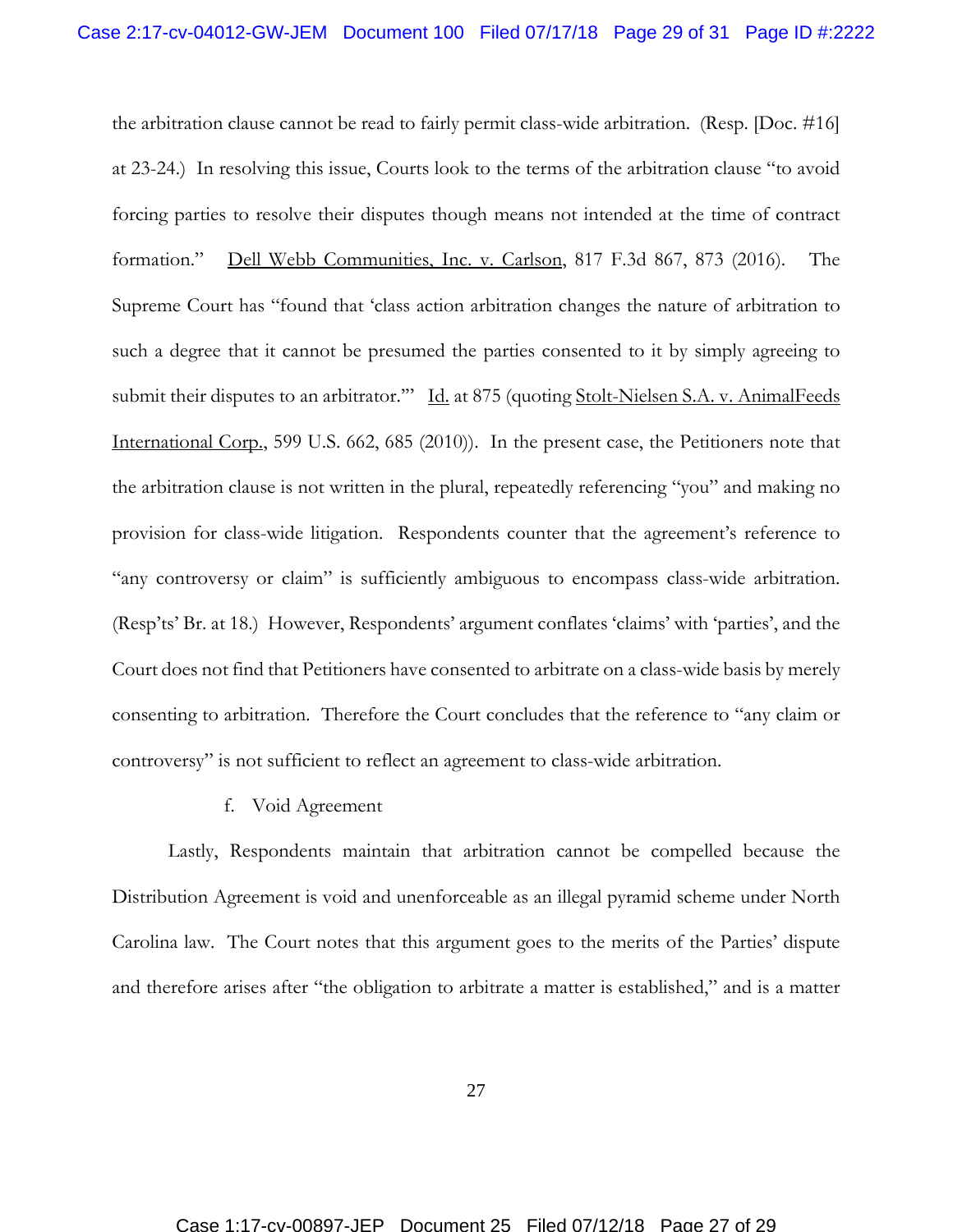the arbitration clause cannot be read to fairly permit class-wide arbitration. (Resp. [Doc. #16] at 23-24.) In resolving this issue, Courts look to the terms of the arbitration clause "to avoid forcing parties to resolve their disputes though means not intended at the time of contract formation." Dell Webb Communities, Inc. v. Carlson, 817 F.3d 867, 873 (2016). The Supreme Court has "found that 'class action arbitration changes the nature of arbitration to such a degree that it cannot be presumed the parties consented to it by simply agreeing to submit their disputes to an arbitrator.'" Id. at 875 (quoting Stolt-Nielsen S.A. v. AnimalFeeds International Corp., 599 U.S. 662, 685 (2010)). In the present case, the Petitioners note that the arbitration clause is not written in the plural, repeatedly referencing "you" and making no provision for class-wide litigation. Respondents counter that the agreement's reference to "any controversy or claim" is sufficiently ambiguous to encompass class-wide arbitration. (Resp'ts' Br. at 18.) However, Respondents' argument conflates 'claims' with 'parties', and the Court does not find that Petitioners have consented to arbitrate on a class-wide basis by merely consenting to arbitration. Therefore the Court concludes that the reference to "any claim or controversy" is not sufficient to reflect an agreement to class-wide arbitration.

f. Void Agreement

Lastly, Respondents maintain that arbitration cannot be compelled because the Distribution Agreement is void and unenforceable as an illegal pyramid scheme under North Carolina law. The Court notes that this argument goes to the merits of the Parties' dispute and therefore arises after "the obligation to arbitrate a matter is established," and is a matter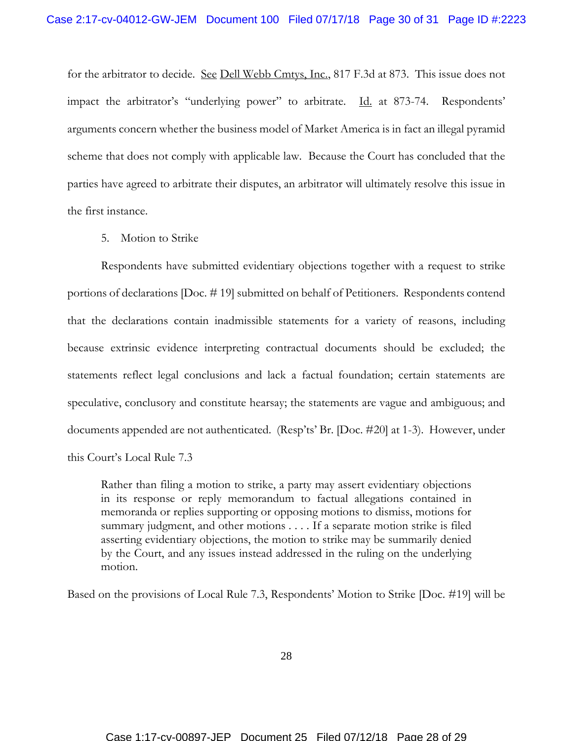for the arbitrator to decide. See Dell Webb Cmtys, Inc., 817 F.3d at 873. This issue does not impact the arbitrator's "underlying power" to arbitrate. Id. at 873-74. Respondents' arguments concern whether the business model of Market America is in fact an illegal pyramid scheme that does not comply with applicable law. Because the Court has concluded that the parties have agreed to arbitrate their disputes, an arbitrator will ultimately resolve this issue in the first instance.

5. Motion to Strike

Respondents have submitted evidentiary objections together with a request to strike portions of declarations [Doc. # 19] submitted on behalf of Petitioners. Respondents contend that the declarations contain inadmissible statements for a variety of reasons, including because extrinsic evidence interpreting contractual documents should be excluded; the statements reflect legal conclusions and lack a factual foundation; certain statements are speculative, conclusory and constitute hearsay; the statements are vague and ambiguous; and documents appended are not authenticated. (Resp'ts' Br. [Doc. #20] at 1-3). However, under this Court's Local Rule 7.3

> Rather than filing a motion to strike, a party may assert evidentiary objections in its response or reply memorandum to factual allegations contained in memoranda or replies supporting or opposing motions to dismiss, motions for summary judgment, and other motions . . . . If a separate motion strike is filed asserting evidentiary objections, the motion to strike may be summarily denied by the Court, and any issues instead addressed in the ruling on the underlying motion.

Based on the provisions of Local Rule 7.3, Respondents' Motion to Strike [Doc. #19] will be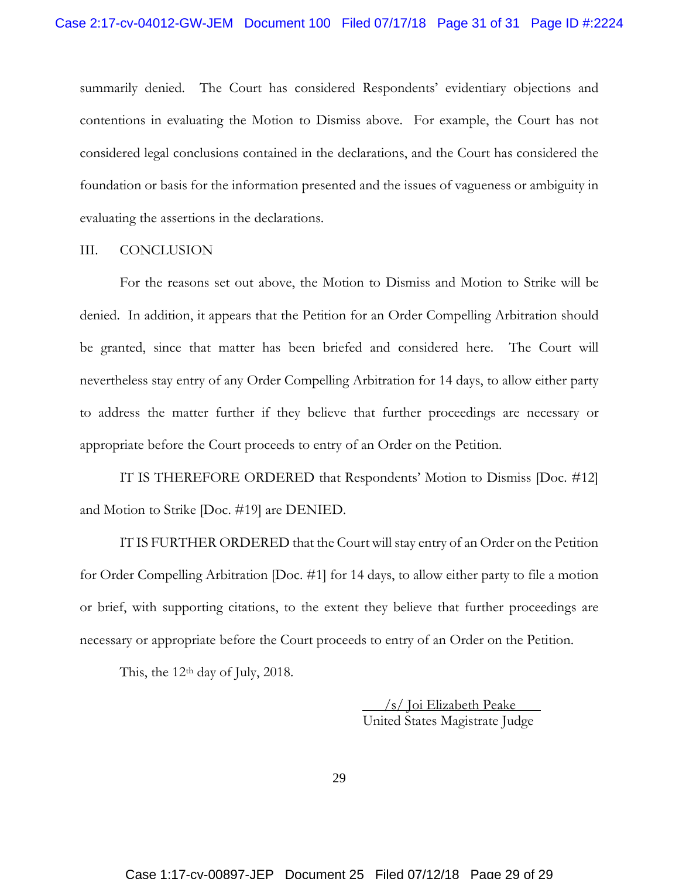summarily denied. The Court has considered Respondents' evidentiary objections and contentions in evaluating the Motion to Dismiss above. For example, the Court has not considered legal conclusions contained in the declarations, and the Court has considered the foundation or basis for the information presented and the issues of vagueness or ambiguity in evaluating the assertions in the declarations.

## III. CONCLUSION

For the reasons set out above, the Motion to Dismiss and Motion to Strike will be denied. In addition, it appears that the Petition for an Order Compelling Arbitration should be granted, since that matter has been briefed and considered here. The Court will nevertheless stay entry of any Order Compelling Arbitration for 14 days, to allow either party to address the matter further if they believe that further proceedings are necessary or appropriate before the Court proceeds to entry of an Order on the Petition.

IT IS THEREFORE ORDERED that Respondents' Motion to Dismiss [Doc. #12] and Motion to Strike [Doc. #19] are DENIED.

IT IS FURTHER ORDERED that the Court will stay entry of an Order on the Petition for Order Compelling Arbitration [Doc. #1] for 14 days, to allow either party to file a motion or brief, with supporting citations, to the extent they believe that further proceedings are necessary or appropriate before the Court proceeds to entry of an Order on the Petition.

This, the 12th day of July, 2018.

/s/ Joi Elizabeth Peake
United States Magistrate Judge